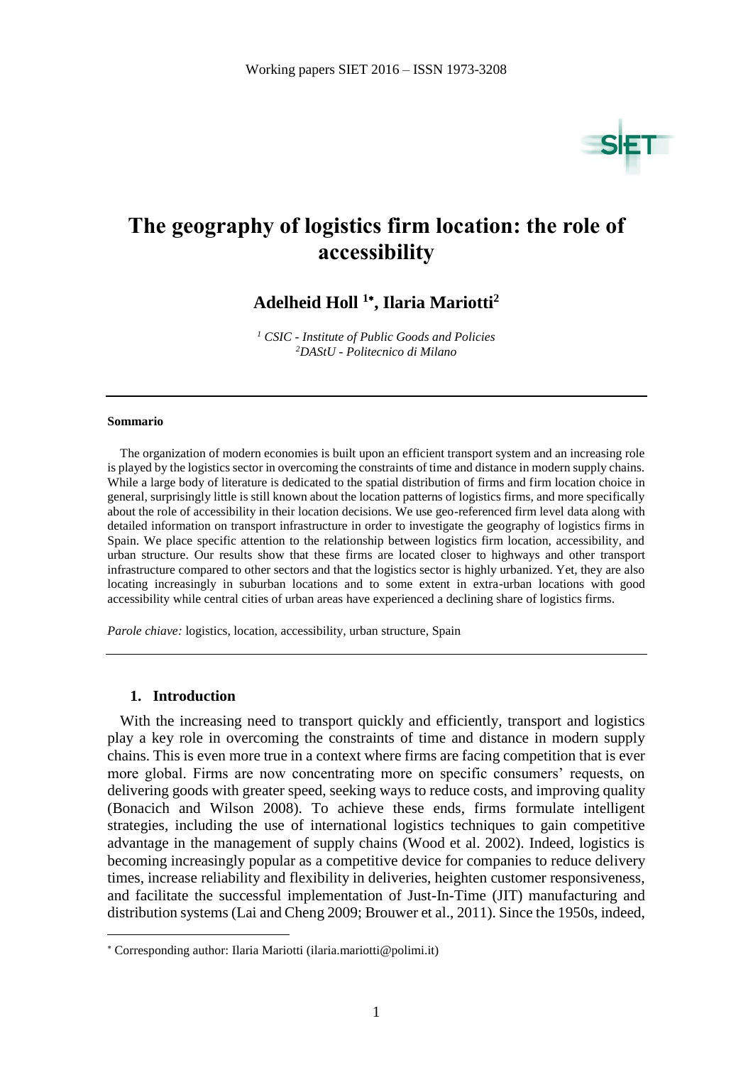# The geography of logistics firm location: the role of accessibility

**Adelheid Holl [1]\*, Ilaria Mariotti[2]**

*[1] CSIC - Institute of Public Goods and Policies*
*[2] DAStU - Politecnico di Milano*

---

**Sommario**

The organization of modern economies is built upon an efficient transport system and an increasing role is played by the logistics sector in overcoming the constraints of time and distance in modern supply chains. While a large body of literature is dedicated to the spatial distribution of firms and firm location choice in general, surprisingly little is still known about the location patterns of logistics firms, and more specifically about the role of accessibility in their location decisions. We use geo-referenced firm level data along with detailed information on transport infrastructure in order to investigate the geography of logistics firms in Spain. We place specific attention to the relationship between logistics firm location, accessibility, and urban structure. Our results show that these firms are located closer to highways and other transport infrastructure compared to other sectors and that the logistics sector is highly urbanized. Yet, they are also locating increasingly in suburban locations and to some extent in extra-urban locations with good accessibility while central cities of urban areas have experienced a declining share of logistics firms.

*Parole chiave:* logistics, location, accessibility, urban structure, Spain

---

## 1. Introduction

With the increasing need to transport quickly and efficiently, transport and logistics play a key role in overcoming the constraints of time and distance in modern supply chains. This is even more true in a context where firms are facing competition that is ever more global. Firms are now concentrating more on specific consumers' requests, on delivering goods with greater speed, seeking ways to reduce costs, and improving quality (Bonacich and Wilson 2008). To achieve these ends, firms formulate intelligent strategies, including the use of international logistics techniques to gain competitive advantage in the management of supply chains (Wood et al. 2002). Indeed, logistics is becoming increasingly popular as a competitive device for companies to reduce delivery times, increase reliability and flexibility in deliveries, heighten customer responsiveness, and facilitate the successful implementation of Just-In-Time (JIT) manufacturing and distribution systems (Lai and Cheng 2009; Brouwer et al., 2011). Since the 1950s, indeed,

---

\* Corresponding author: Ilaria Mariotti (ilaria.mariotti@polimi.it)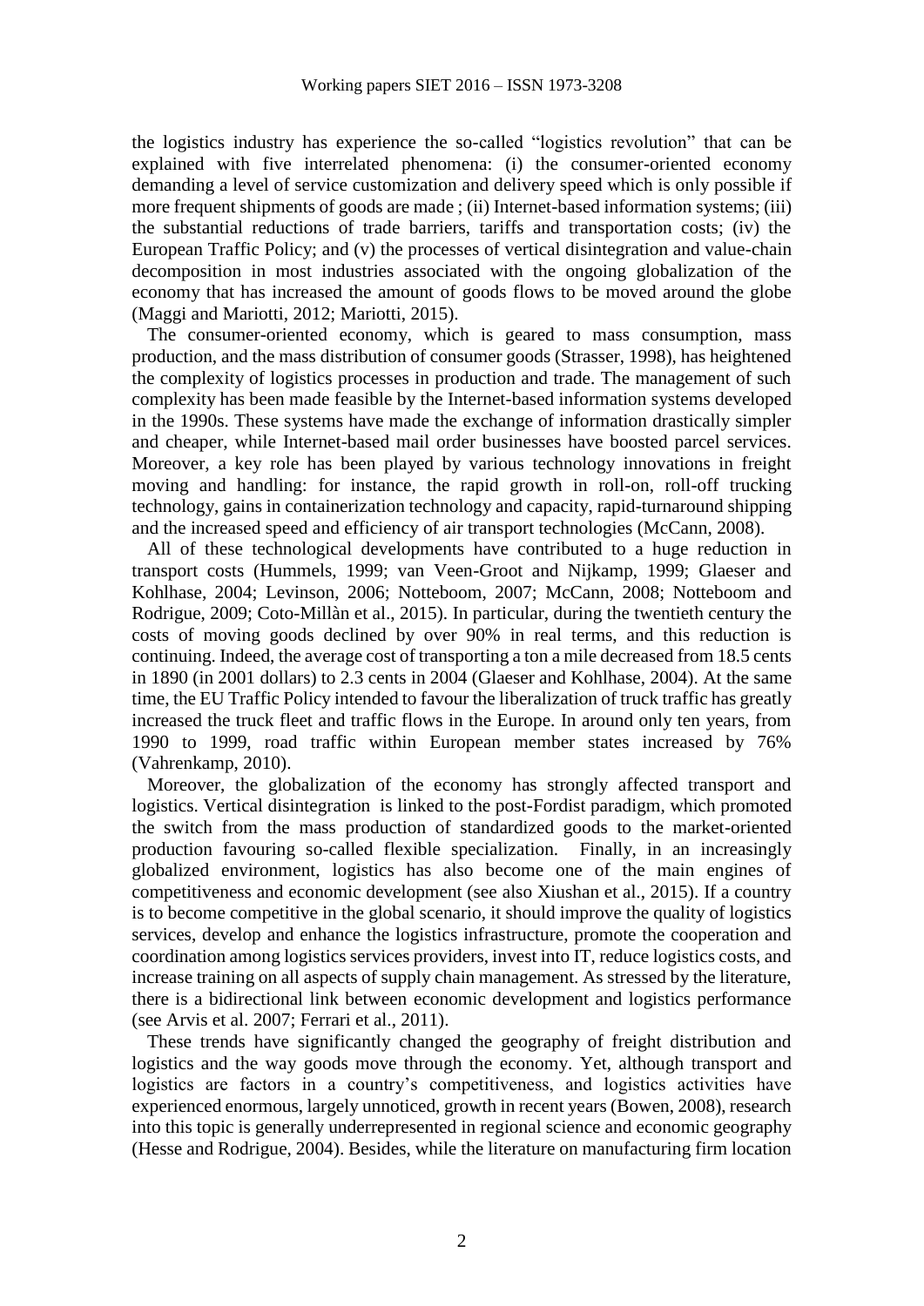the logistics industry has experience the so-called "logistics revolution" that can be explained with five interrelated phenomena: (i) the consumer-oriented economy demanding a level of service customization and delivery speed which is only possible if more frequent shipments of goods are made ; (ii) Internet-based information systems; (iii) the substantial reductions of trade barriers, tariffs and transportation costs; (iv) the European Traffic Policy; and (v) the processes of vertical disintegration and value-chain decomposition in most industries associated with the ongoing globalization of the economy that has increased the amount of goods flows to be moved around the globe (Maggi and Mariotti, 2012; Mariotti, 2015).

The consumer-oriented economy, which is geared to mass consumption, mass production, and the mass distribution of consumer goods (Strasser, 1998), has heightened the complexity of logistics processes in production and trade. The management of such complexity has been made feasible by the Internet-based information systems developed in the 1990s. These systems have made the exchange of information drastically simpler and cheaper, while Internet-based mail order businesses have boosted parcel services. Moreover, a key role has been played by various technology innovations in freight moving and handling: for instance, the rapid growth in roll-on, roll-off trucking technology, gains in containerization technology and capacity, rapid-turnaround shipping and the increased speed and efficiency of air transport technologies (McCann, 2008).

All of these technological developments have contributed to a huge reduction in transport costs (Hummels, 1999; van Veen-Groot and Nijkamp, 1999; Glaeser and Kohlhase, 2004; Levinson, 2006; Notteboom, 2007; McCann, 2008; Notteboom and Rodrigue, 2009; Coto-Millàn et al., 2015). In particular, during the twentieth century the costs of moving goods declined by over 90% in real terms, and this reduction is continuing. Indeed, the average cost of transporting a ton a mile decreased from 18.5 cents in 1890 (in 2001 dollars) to 2.3 cents in 2004 (Glaeser and Kohlhase, 2004). At the same time, the EU Traffic Policy intended to favour the liberalization of truck traffic has greatly increased the truck fleet and traffic flows in the Europe. In around only ten years, from 1990 to 1999, road traffic within European member states increased by 76% (Vahrenkamp, 2010).

Moreover, the globalization of the economy has strongly affected transport and logistics. Vertical disintegration is linked to the post-Fordist paradigm, which promoted the switch from the mass production of standardized goods to the market-oriented production favouring so-called flexible specialization. Finally, in an increasingly globalized environment, logistics has also become one of the main engines of competitiveness and economic development (see also Xiushan et al., 2015). If a country is to become competitive in the global scenario, it should improve the quality of logistics services, develop and enhance the logistics infrastructure, promote the cooperation and coordination among logistics services providers, invest into IT, reduce logistics costs, and increase training on all aspects of supply chain management. As stressed by the literature, there is a bidirectional link between economic development and logistics performance (see Arvis et al. 2007; Ferrari et al., 2011).

These trends have significantly changed the geography of freight distribution and logistics and the way goods move through the economy. Yet, although transport and logistics are factors in a country's competitiveness, and logistics activities have experienced enormous, largely unnoticed, growth in recent years (Bowen, 2008), research into this topic is generally underrepresented in regional science and economic geography (Hesse and Rodrigue, 2004). Besides, while the literature on manufacturing firm location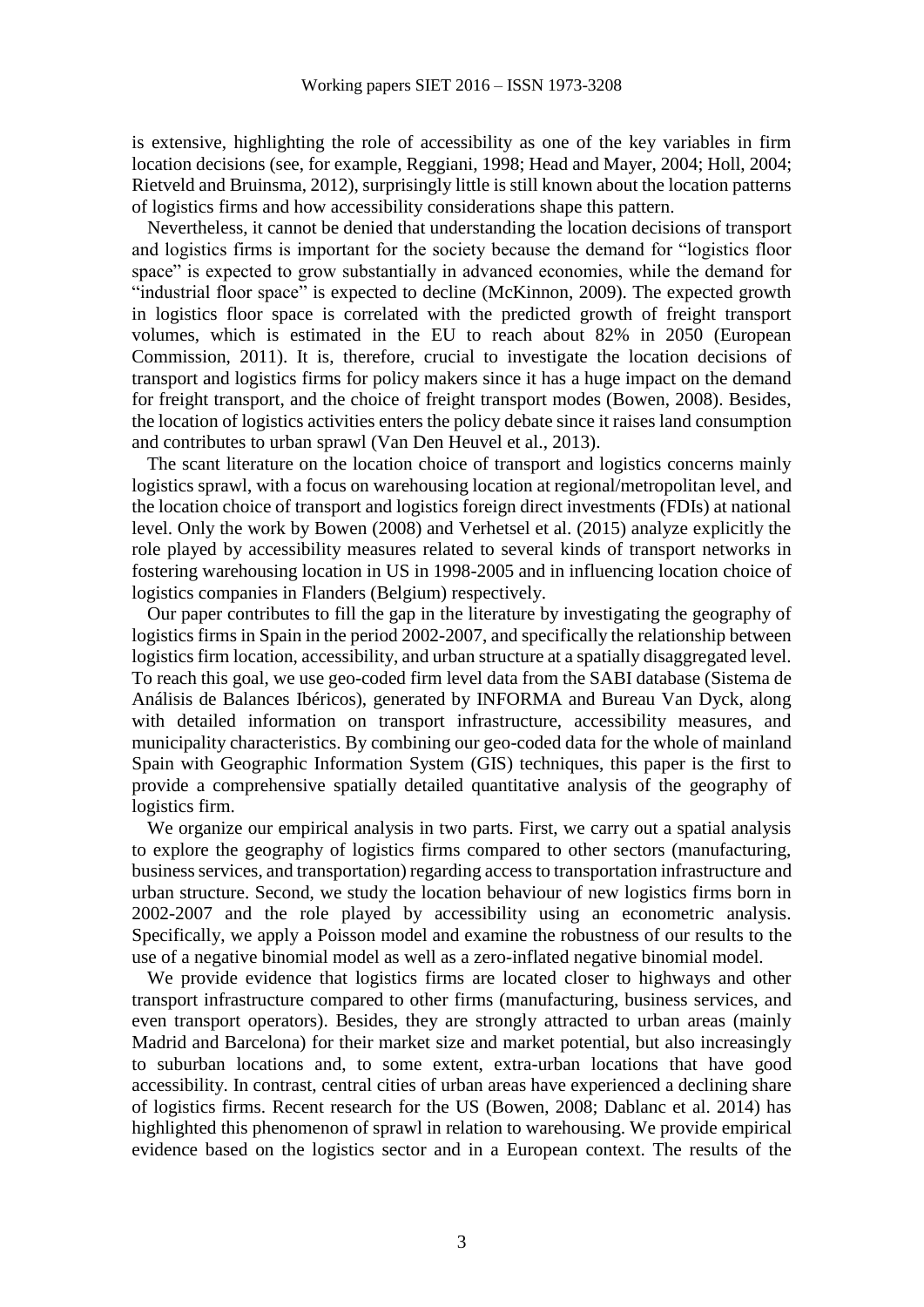is extensive, highlighting the role of accessibility as one of the key variables in firm location decisions (see, for example, Reggiani, 1998; Head and Mayer, 2004; Holl, 2004; Rietveld and Bruinsma, 2012), surprisingly little is still known about the location patterns of logistics firms and how accessibility considerations shape this pattern.

Nevertheless, it cannot be denied that understanding the location decisions of transport and logistics firms is important for the society because the demand for "logistics floor space" is expected to grow substantially in advanced economies, while the demand for "industrial floor space" is expected to decline (McKinnon, 2009). The expected growth in logistics floor space is correlated with the predicted growth of freight transport volumes, which is estimated in the EU to reach about 82% in 2050 (European Commission, 2011). It is, therefore, crucial to investigate the location decisions of transport and logistics firms for policy makers since it has a huge impact on the demand for freight transport, and the choice of freight transport modes (Bowen, 2008). Besides, the location of logistics activities enters the policy debate since it raises land consumption and contributes to urban sprawl (Van Den Heuvel et al., 2013).

The scant literature on the location choice of transport and logistics concerns mainly logistics sprawl, with a focus on warehousing location at regional/metropolitan level, and the location choice of transport and logistics foreign direct investments (FDIs) at national level. Only the work by Bowen (2008) and Verhetsel et al. (2015) analyze explicitly the role played by accessibility measures related to several kinds of transport networks in fostering warehousing location in US in 1998-2005 and in influencing location choice of logistics companies in Flanders (Belgium) respectively.

Our paper contributes to fill the gap in the literature by investigating the geography of logistics firms in Spain in the period 2002-2007, and specifically the relationship between logistics firm location, accessibility, and urban structure at a spatially disaggregated level. To reach this goal, we use geo-coded firm level data from the SABI database (Sistema de Análisis de Balances Ibéricos), generated by INFORMA and Bureau Van Dyck, along with detailed information on transport infrastructure, accessibility measures, and municipality characteristics. By combining our geo-coded data for the whole of mainland Spain with Geographic Information System (GIS) techniques, this paper is the first to provide a comprehensive spatially detailed quantitative analysis of the geography of logistics firm.

We organize our empirical analysis in two parts. First, we carry out a spatial analysis to explore the geography of logistics firms compared to other sectors (manufacturing, business services, and transportation) regarding access to transportation infrastructure and urban structure. Second, we study the location behaviour of new logistics firms born in 2002-2007 and the role played by accessibility using an econometric analysis. Specifically, we apply a Poisson model and examine the robustness of our results to the use of a negative binomial model as well as a zero-inflated negative binomial model.

We provide evidence that logistics firms are located closer to highways and other transport infrastructure compared to other firms (manufacturing, business services, and even transport operators). Besides, they are strongly attracted to urban areas (mainly Madrid and Barcelona) for their market size and market potential, but also increasingly to suburban locations and, to some extent, extra-urban locations that have good accessibility. In contrast, central cities of urban areas have experienced a declining share of logistics firms. Recent research for the US (Bowen, 2008; Dablanc et al. 2014) has highlighted this phenomenon of sprawl in relation to warehousing. We provide empirical evidence based on the logistics sector and in a European context. The results of the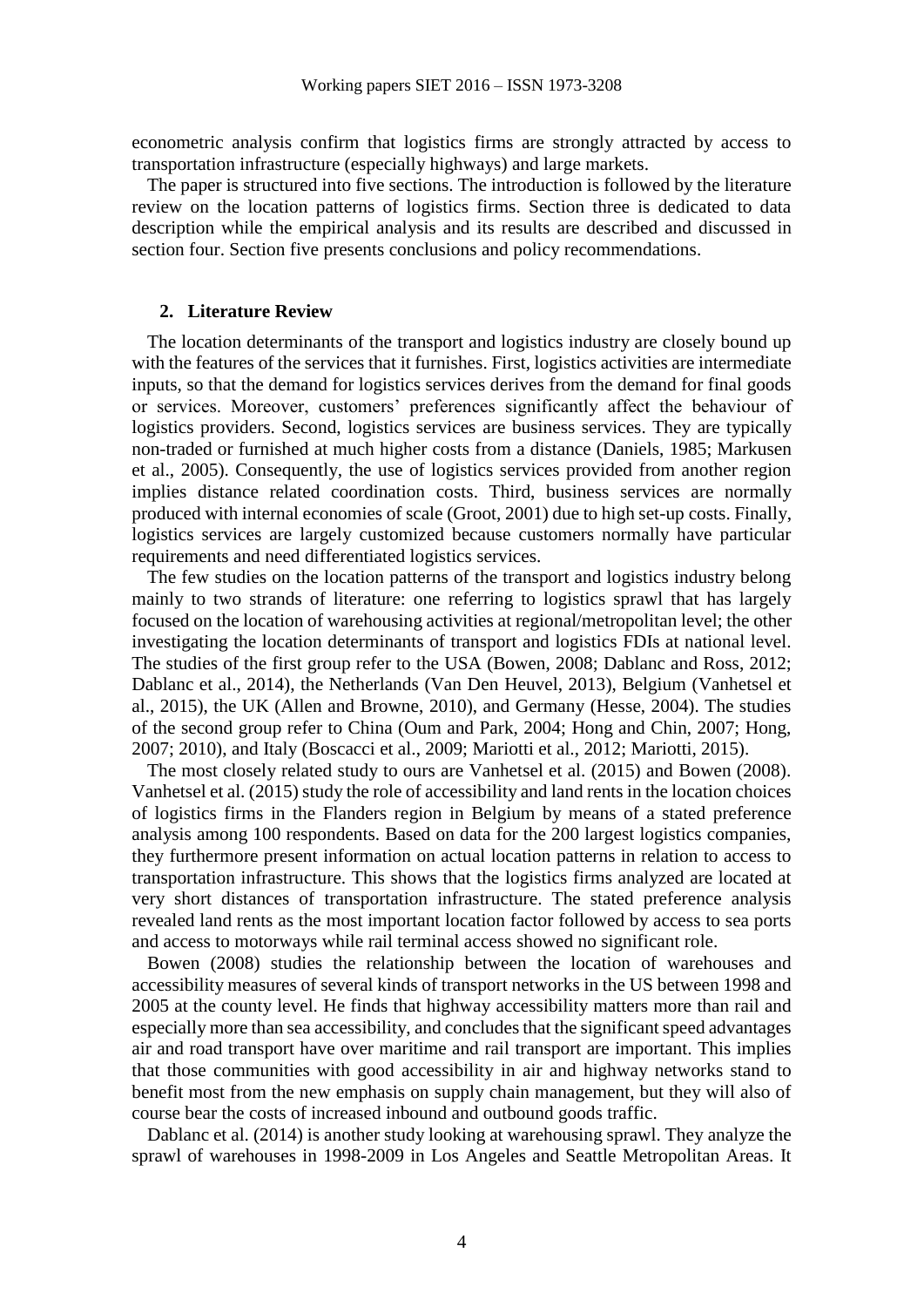econometric analysis confirm that logistics firms are strongly attracted by access to transportation infrastructure (especially highways) and large markets.

The paper is structured into five sections. The introduction is followed by the literature review on the location patterns of logistics firms. Section three is dedicated to data description while the empirical analysis and its results are described and discussed in section four. Section five presents conclusions and policy recommendations.

## 2. Literature Review

The location determinants of the transport and logistics industry are closely bound up with the features of the services that it furnishes. First, logistics activities are intermediate inputs, so that the demand for logistics services derives from the demand for final goods or services. Moreover, customers' preferences significantly affect the behaviour of logistics providers. Second, logistics services are business services. They are typically non-traded or furnished at much higher costs from a distance (Daniels, 1985; Markusen et al., 2005). Consequently, the use of logistics services provided from another region implies distance related coordination costs. Third, business services are normally produced with internal economies of scale (Groot, 2001) due to high set-up costs. Finally, logistics services are largely customized because customers normally have particular requirements and need differentiated logistics services.

The few studies on the location patterns of the transport and logistics industry belong mainly to two strands of literature: one referring to logistics sprawl that has largely focused on the location of warehousing activities at regional/metropolitan level; the other investigating the location determinants of transport and logistics FDIs at national level. The studies of the first group refer to the USA (Bowen, 2008; Dablanc and Ross, 2012; Dablanc et al., 2014), the Netherlands (Van Den Heuvel, 2013), Belgium (Vanhetsel et al., 2015), the UK (Allen and Browne, 2010), and Germany (Hesse, 2004). The studies of the second group refer to China (Oum and Park, 2004; Hong and Chin, 2007; Hong, 2007; 2010), and Italy (Boscacci et al., 2009; Mariotti et al., 2012; Mariotti, 2015).

The most closely related study to ours are Vanhetsel et al. (2015) and Bowen (2008). Vanhetsel et al. (2015) study the role of accessibility and land rents in the location choices of logistics firms in the Flanders region in Belgium by means of a stated preference analysis among 100 respondents. Based on data for the 200 largest logistics companies, they furthermore present information on actual location patterns in relation to access to transportation infrastructure. This shows that the logistics firms analyzed are located at very short distances of transportation infrastructure. The stated preference analysis revealed land rents as the most important location factor followed by access to sea ports and access to motorways while rail terminal access showed no significant role.

Bowen (2008) studies the relationship between the location of warehouses and accessibility measures of several kinds of transport networks in the US between 1998 and 2005 at the county level. He finds that highway accessibility matters more than rail and especially more than sea accessibility, and concludes that the significant speed advantages air and road transport have over maritime and rail transport are important. This implies that those communities with good accessibility in air and highway networks stand to benefit most from the new emphasis on supply chain management, but they will also of course bear the costs of increased inbound and outbound goods traffic.

Dablanc et al. (2014) is another study looking at warehousing sprawl. They analyze the sprawl of warehouses in 1998-2009 in Los Angeles and Seattle Metropolitan Areas. It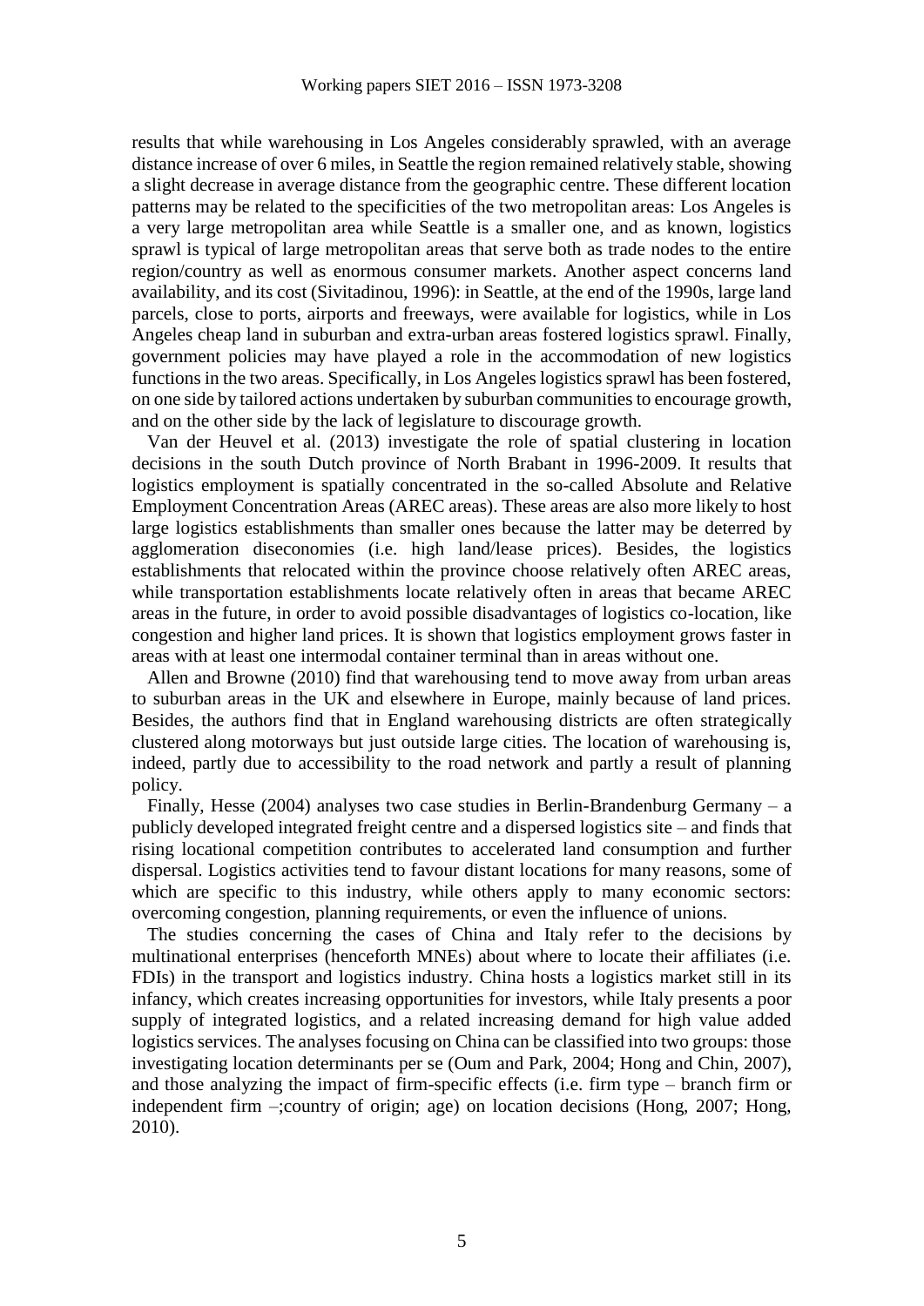results that while warehousing in Los Angeles considerably sprawled, with an average distance increase of over 6 miles, in Seattle the region remained relatively stable, showing a slight decrease in average distance from the geographic centre. These different location patterns may be related to the specificities of the two metropolitan areas: Los Angeles is a very large metropolitan area while Seattle is a smaller one, and as known, logistics sprawl is typical of large metropolitan areas that serve both as trade nodes to the entire region/country as well as enormous consumer markets. Another aspect concerns land availability, and its cost (Sivitadinou, 1996): in Seattle, at the end of the 1990s, large land parcels, close to ports, airports and freeways, were available for logistics, while in Los Angeles cheap land in suburban and extra-urban areas fostered logistics sprawl. Finally, government policies may have played a role in the accommodation of new logistics functions in the two areas. Specifically, in Los Angeles logistics sprawl has been fostered, on one side by tailored actions undertaken by suburban communities to encourage growth, and on the other side by the lack of legislature to discourage growth.

Van der Heuvel et al. (2013) investigate the role of spatial clustering in location decisions in the south Dutch province of North Brabant in 1996-2009. It results that logistics employment is spatially concentrated in the so-called Absolute and Relative Employment Concentration Areas (AREC areas). These areas are also more likely to host large logistics establishments than smaller ones because the latter may be deterred by agglomeration diseconomies (i.e. high land/lease prices). Besides, the logistics establishments that relocated within the province choose relatively often AREC areas, while transportation establishments locate relatively often in areas that became AREC areas in the future, in order to avoid possible disadvantages of logistics co-location, like congestion and higher land prices. It is shown that logistics employment grows faster in areas with at least one intermodal container terminal than in areas without one.

Allen and Browne (2010) find that warehousing tend to move away from urban areas to suburban areas in the UK and elsewhere in Europe, mainly because of land prices. Besides, the authors find that in England warehousing districts are often strategically clustered along motorways but just outside large cities. The location of warehousing is, indeed, partly due to accessibility to the road network and partly a result of planning policy.

Finally, Hesse (2004) analyses two case studies in Berlin-Brandenburg Germany – a publicly developed integrated freight centre and a dispersed logistics site – and finds that rising locational competition contributes to accelerated land consumption and further dispersal. Logistics activities tend to favour distant locations for many reasons, some of which are specific to this industry, while others apply to many economic sectors: overcoming congestion, planning requirements, or even the influence of unions.

The studies concerning the cases of China and Italy refer to the decisions by multinational enterprises (henceforth MNEs) about where to locate their affiliates (i.e. FDIs) in the transport and logistics industry. China hosts a logistics market still in its infancy, which creates increasing opportunities for investors, while Italy presents a poor supply of integrated logistics, and a related increasing demand for high value added logistics services. The analyses focusing on China can be classified into two groups: those investigating location determinants per se (Oum and Park, 2004; Hong and Chin, 2007), and those analyzing the impact of firm-specific effects (i.e. firm type – branch firm or independent firm –;country of origin; age) on location decisions (Hong, 2007; Hong, 2010).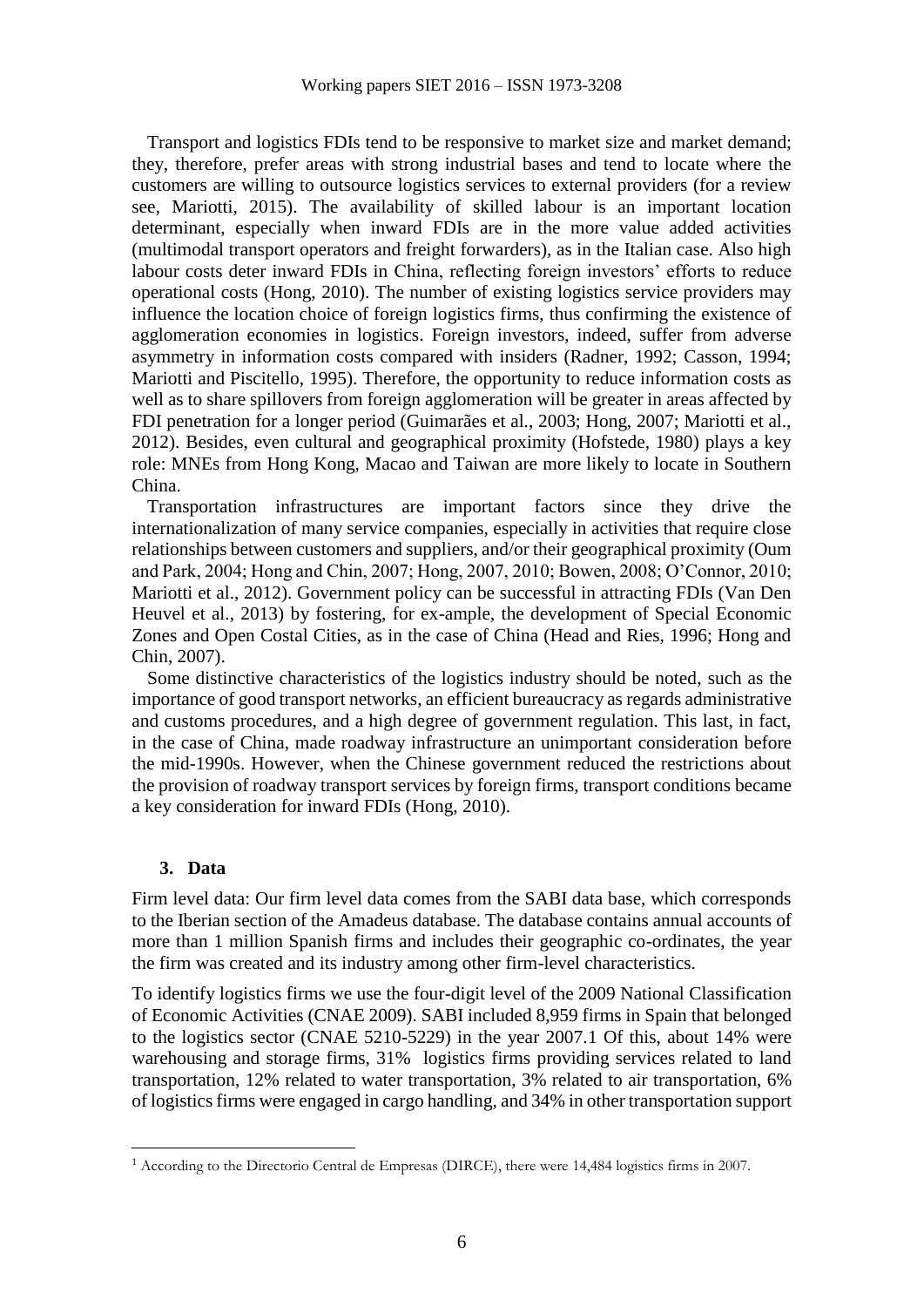Transport and logistics FDIs tend to be responsive to market size and market demand; they, therefore, prefer areas with strong industrial bases and tend to locate where the customers are willing to outsource logistics services to external providers (for a review see, Mariotti, 2015). The availability of skilled labour is an important location determinant, especially when inward FDIs are in the more value added activities (multimodal transport operators and freight forwarders), as in the Italian case. Also high labour costs deter inward FDIs in China, reflecting foreign investors' efforts to reduce operational costs (Hong, 2010). The number of existing logistics service providers may influence the location choice of foreign logistics firms, thus confirming the existence of agglomeration economies in logistics. Foreign investors, indeed, suffer from adverse asymmetry in information costs compared with insiders (Radner, 1992; Casson, 1994; Mariotti and Piscitello, 1995). Therefore, the opportunity to reduce information costs as well as to share spillovers from foreign agglomeration will be greater in areas affected by FDI penetration for a longer period (Guimarães et al., 2003; Hong, 2007; Mariotti et al., 2012). Besides, even cultural and geographical proximity (Hofstede, 1980) plays a key role: MNEs from Hong Kong, Macao and Taiwan are more likely to locate in Southern China.

Transportation infrastructures are important factors since they drive the internationalization of many service companies, especially in activities that require close relationships between customers and suppliers, and/or their geographical proximity (Oum and Park, 2004; Hong and Chin, 2007; Hong, 2007, 2010; Bowen, 2008; O'Connor, 2010; Mariotti et al., 2012). Government policy can be successful in attracting FDIs (Van Den Heuvel et al., 2013) by fostering, for ex-ample, the development of Special Economic Zones and Open Costal Cities, as in the case of China (Head and Ries, 1996; Hong and Chin, 2007).

Some distinctive characteristics of the logistics industry should be noted, such as the importance of good transport networks, an efficient bureaucracy as regards administrative and customs procedures, and a high degree of government regulation. This last, in fact, in the case of China, made roadway infrastructure an unimportant consideration before the mid-1990s. However, when the Chinese government reduced the restrictions about the provision of roadway transport services by foreign firms, transport conditions became a key consideration for inward FDIs (Hong, 2010).

## 3. Data

Firm level data: Our firm level data comes from the SABI data base, which corresponds to the Iberian section of the Amadeus database. The database contains annual accounts of more than 1 million Spanish firms and includes their geographic co-ordinates, the year the firm was created and its industry among other firm-level characteristics.

To identify logistics firms we use the four-digit level of the 2009 National Classification of Economic Activities (CNAE 2009). SABI included 8,959 firms in Spain that belonged to the logistics sector (CNAE 5210-5229) in the year 2007.[1] Of this, about 14% were warehousing and storage firms, 31% logistics firms providing services related to land transportation, 12% related to water transportation, 3% related to air transportation, 6% of logistics firms were engaged in cargo handling, and 34% in other transportation support

[1] According to the Directorio Central de Empresas (DIRCE), there were 14,484 logistics firms in 2007.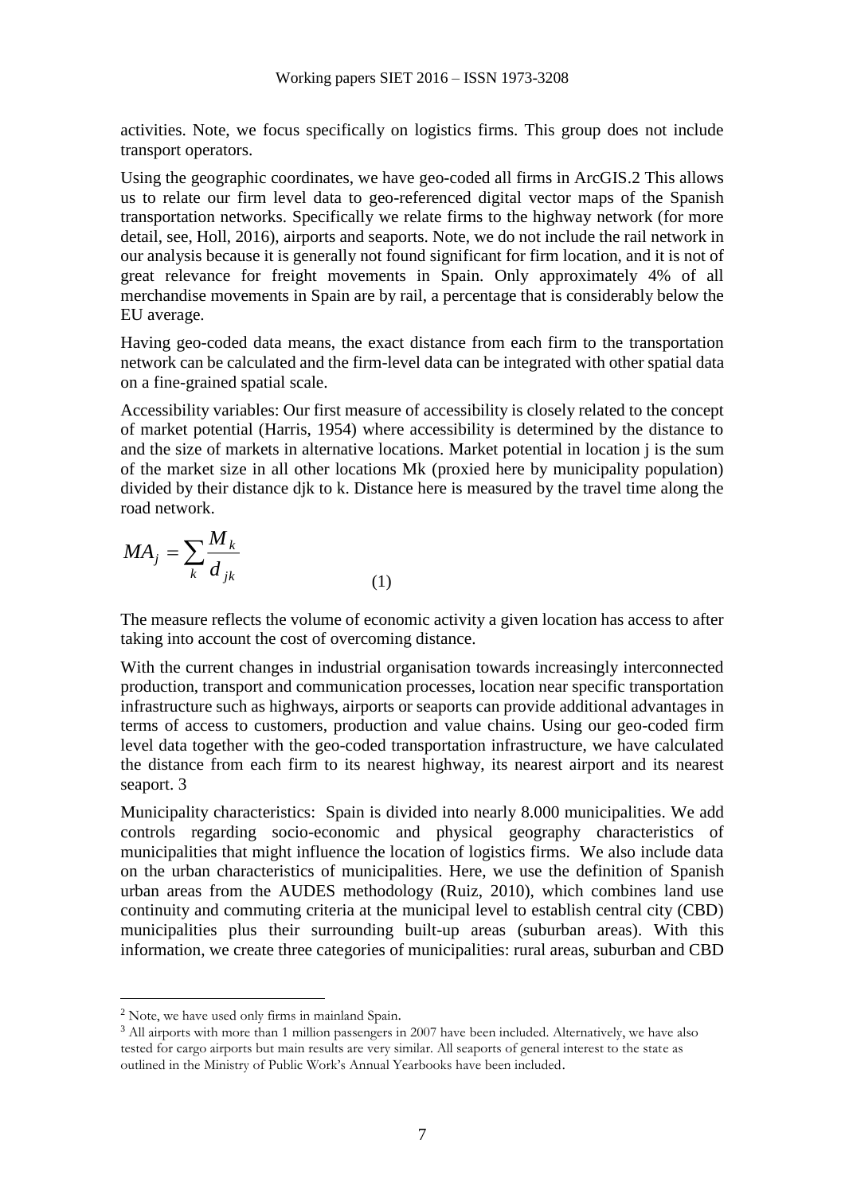activities. Note, we focus specifically on logistics firms. This group does not include transport operators.

Using the geographic coordinates, we have geo-coded all firms in ArcGIS.[2] This allows us to relate our firm level data to geo-referenced digital vector maps of the Spanish transportation networks. Specifically we relate firms to the highway network (for more detail, see, Holl, 2016), airports and seaports. Note, we do not include the rail network in our analysis because it is generally not found significant for firm location, and it is not of great relevance for freight movements in Spain. Only approximately 4% of all merchandise movements in Spain are by rail, a percentage that is considerably below the EU average.

Having geo-coded data means, the exact distance from each firm to the transportation network can be calculated and the firm-level data can be integrated with other spatial data on a fine-grained spatial scale.

Accessibility variables: Our first measure of accessibility is closely related to the concept of market potential (Harris, 1954) where accessibility is determined by the distance to and the size of markets in alternative locations. Market potential in location j is the sum of the market size in all other locations $M_k$ (proxied here by municipality population) divided by their distance $d_{jk}$ to k. Distance here is measured by the travel time along the road network.

$$MA_j = \sum_k \frac{M_k}{d_{jk}} \tag{1}$$

The measure reflects the volume of economic activity a given location has access to after taking into account the cost of overcoming distance.

With the current changes in industrial organisation towards increasingly interconnected production, transport and communication processes, location near specific transportation infrastructure such as highways, airports or seaports can provide additional advantages in terms of access to customers, production and value chains. Using our geo-coded firm level data together with the geo-coded transportation infrastructure, we have calculated the distance from each firm to its nearest highway, its nearest airport and its nearest seaport.[3]

Municipality characteristics: Spain is divided into nearly 8.000 municipalities. We add controls regarding socio-economic and physical geography characteristics of municipalities that might influence the location of logistics firms. We also include data on the urban characteristics of municipalities. Here, we use the definition of Spanish urban areas from the AUDES methodology (Ruiz, 2010), which combines land use continuity and commuting criteria at the municipal level to establish central city (CBD) municipalities plus their surrounding built-up areas (suburban areas). With this information, we create three categories of municipalities: rural areas, suburban and CBD

---

[2] Note, we have used only firms in mainland Spain.

[3] All airports with more than 1 million passengers in 2007 have been included. Alternatively, we have also tested for cargo airports but main results are very similar. All seaports of general interest to the state as outlined in the Ministry of Public Work's Annual Yearbooks have been included.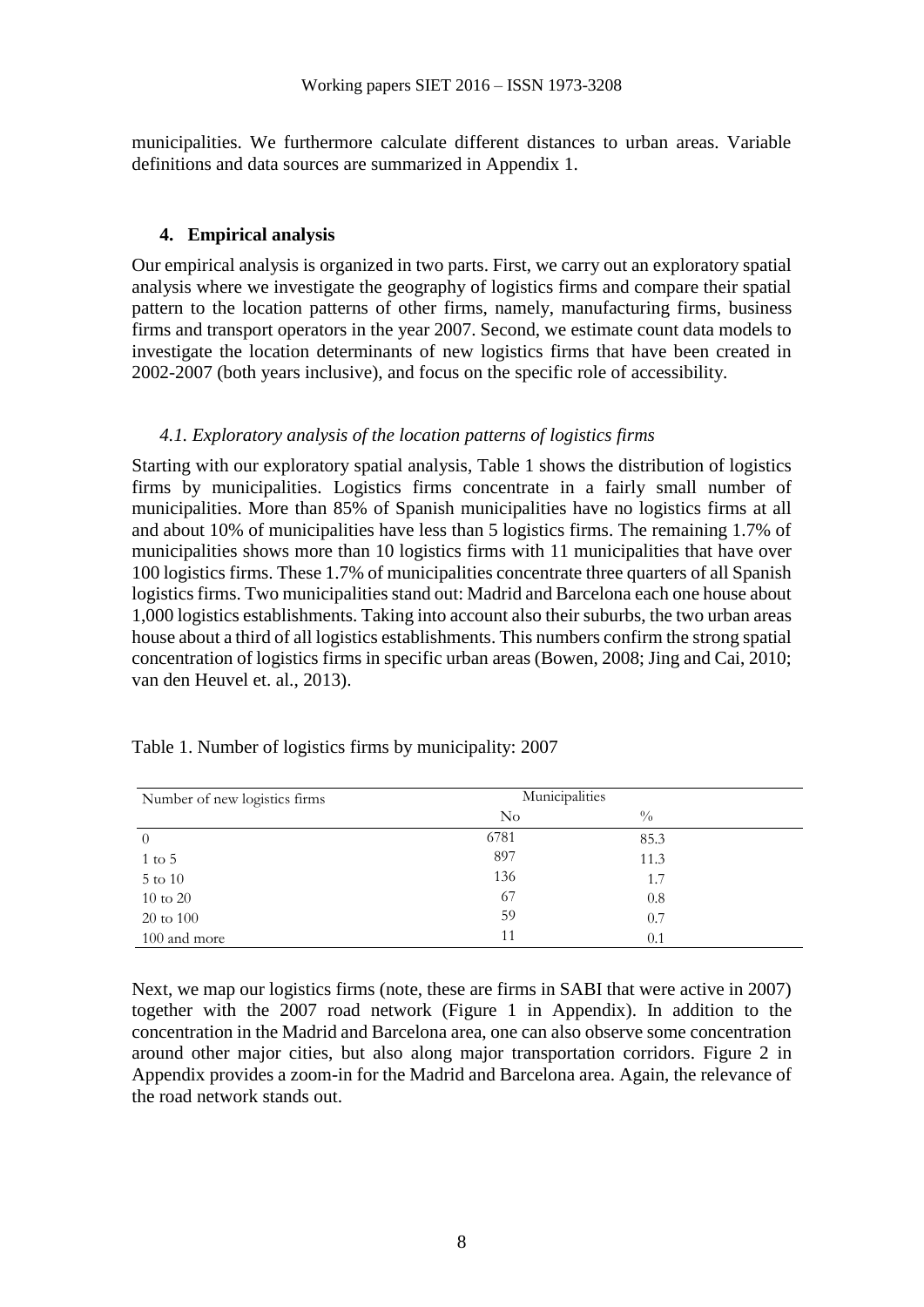municipalities. We furthermore calculate different distances to urban areas. Variable definitions and data sources are summarized in Appendix 1.

## 4. Empirical analysis

Our empirical analysis is organized in two parts. First, we carry out an exploratory spatial analysis where we investigate the geography of logistics firms and compare their spatial pattern to the location patterns of other firms, namely, manufacturing firms, business firms and transport operators in the year 2007. Second, we estimate count data models to investigate the location determinants of new logistics firms that have been created in 2002-2007 (both years inclusive), and focus on the specific role of accessibility.

### *4.1. Exploratory analysis of the location patterns of logistics firms*

Starting with our exploratory spatial analysis, Table 1 shows the distribution of logistics firms by municipalities. Logistics firms concentrate in a fairly small number of municipalities. More than 85% of Spanish municipalities have no logistics firms at all and about 10% of municipalities have less than 5 logistics firms. The remaining 1.7% of municipalities shows more than 10 logistics firms with 11 municipalities that have over 100 logistics firms. These 1.7% of municipalities concentrate three quarters of all Spanish logistics firms. Two municipalities stand out: Madrid and Barcelona each one house about 1,000 logistics establishments. Taking into account also their suburbs, the two urban areas house about a third of all logistics establishments. This numbers confirm the strong spatial concentration of logistics firms in specific urban areas (Bowen, 2008; Jing and Cai, 2010; van den Heuvel et. al., 2013).

Table 1. Number of logistics firms by municipality: 2007

| Number of new logistics firms | Municipalities | |
|---|---|---|
| | No | % |
| 0 | 6781 | 85.3 |
| 1 to 5 | 897 | 11.3 |
| 5 to 10 | 136 | 1.7 |
| 10 to 20 | 67 | 0.8 |
| 20 to 100 | 59 | 0.7 |
| 100 and more | 11 | 0.1 |

Next, we map our logistics firms (note, these are firms in SABI that were active in 2007) together with the 2007 road network (Figure 1 in Appendix). In addition to the concentration in the Madrid and Barcelona area, one can also observe some concentration around other major cities, but also along major transportation corridors. Figure 2 in Appendix provides a zoom-in for the Madrid and Barcelona area. Again, the relevance of the road network stands out.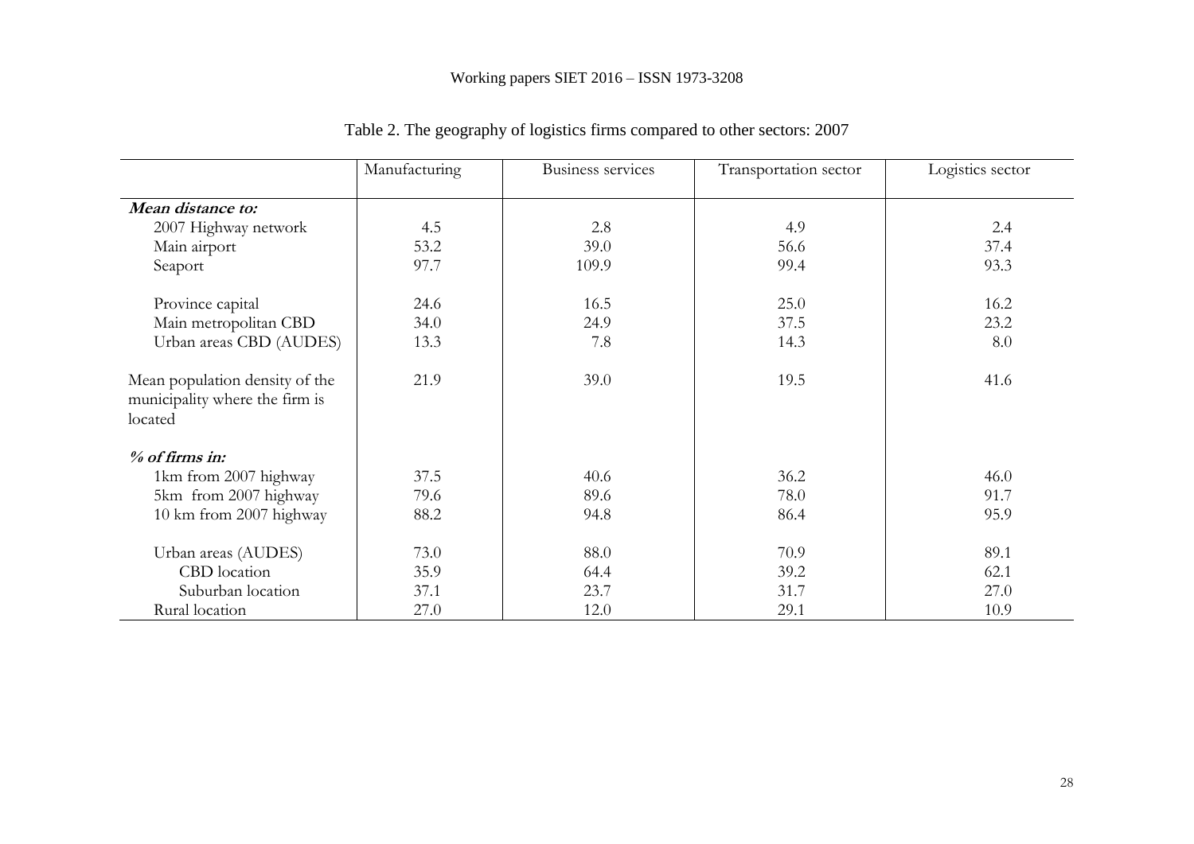Table 2. The geography of logistics firms compared to other sectors: 2007

| | Manufacturing | Business services | Transportation sector | Logistics sector |
|---|---|---|---|---|
| ***Mean distance to:*** | | | | |
| 2007 Highway network | 4.5 | 2.8 | 4.9 | 2.4 |
| Main airport | 53.2 | 39.0 | 56.6 | 37.4 |
| Seaport | 97.7 | 109.9 | 99.4 | 93.3 |
| Province capital | 24.6 | 16.5 | 25.0 | 16.2 |
| Main metropolitan CBD | 34.0 | 24.9 | 37.5 | 23.2 |
| Urban areas CBD (AUDES) | 13.3 | 7.8 | 14.3 | 8.0 |
| Mean population density of the municipality where the firm is located | 21.9 | 39.0 | 19.5 | 41.6 |
| ***% of firms in:*** | | | | |
| 1km from 2007 highway | 37.5 | 40.6 | 36.2 | 46.0 |
| 5km from 2007 highway | 79.6 | 89.6 | 78.0 | 91.7 |
| 10 km from 2007 highway | 88.2 | 94.8 | 86.4 | 95.9 |
| Urban areas (AUDES) | 73.0 | 88.0 | 70.9 | 89.1 |
| CBD location | 35.9 | 64.4 | 39.2 | 62.1 |
| Suburban location | 37.1 | 23.7 | 31.7 | 27.0 |
| Rural location | 27.0 | 12.0 | 29.1 | 10.9 |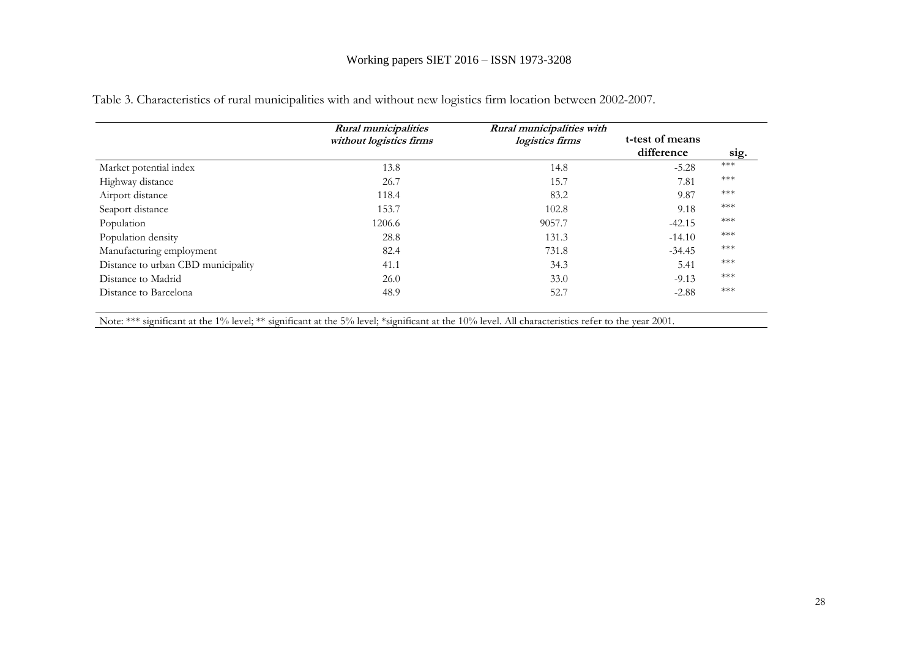Table 3. Characteristics of rural municipalities with and without new logistics firm location between 2002-2007.

| | ***Rural municipalities without logistics firms*** | ***Rural municipalities with logistics firms*** | **t-test of means difference** | **sig.** |
|---|---|---|---|---|
| Market potential index | 13.8 | 14.8 | -5.28 | *** |
| Highway distance | 26.7 | 15.7 | 7.81 | *** |
| Airport distance | 118.4 | 83.2 | 9.87 | *** |
| Seaport distance | 153.7 | 102.8 | 9.18 | *** |
| Population | 1206.6 | 9057.7 | -42.15 | *** |
| Population density | 28.8 | 131.3 | -14.10 | *** |
| Manufacturing employment | 82.4 | 731.8 | -34.45 | *** |
| Distance to urban CBD municipality | 41.1 | 34.3 | 5.41 | *** |
| Distance to Madrid | 26.0 | 33.0 | -9.13 | *** |
| Distance to Barcelona | 48.9 | 52.7 | -2.88 | *** |

Note: *** significant at the 1% level; ** significant at the 5% level; *significant at the 10% level. All characteristics refer to the year 2001.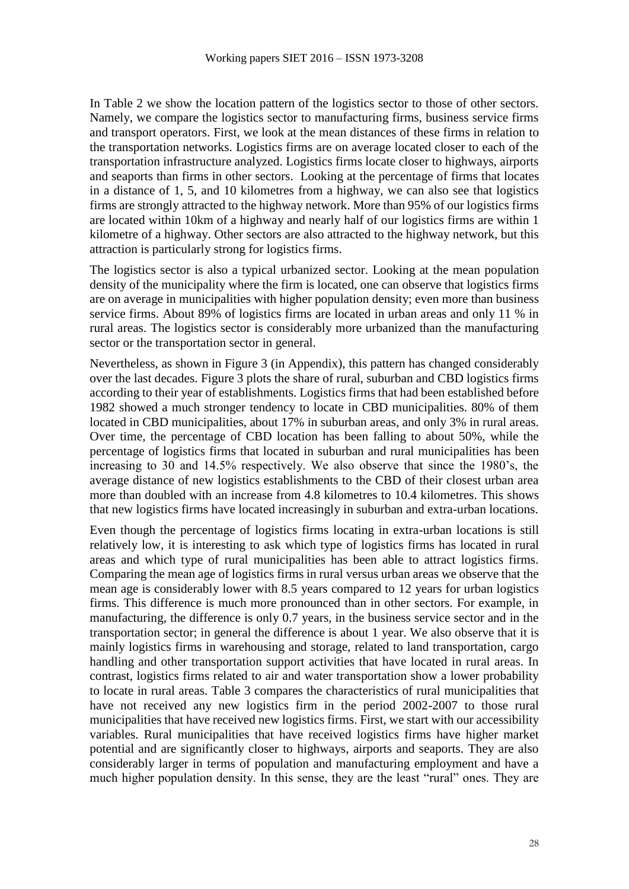In Table 2 we show the location pattern of the logistics sector to those of other sectors. Namely, we compare the logistics sector to manufacturing firms, business service firms and transport operators. First, we look at the mean distances of these firms in relation to the transportation networks. Logistics firms are on average located closer to each of the transportation infrastructure analyzed. Logistics firms locate closer to highways, airports and seaports than firms in other sectors. Looking at the percentage of firms that locates in a distance of 1, 5, and 10 kilometres from a highway, we can also see that logistics firms are strongly attracted to the highway network. More than 95% of our logistics firms are located within 10km of a highway and nearly half of our logistics firms are within 1 kilometre of a highway. Other sectors are also attracted to the highway network, but this attraction is particularly strong for logistics firms.

The logistics sector is also a typical urbanized sector. Looking at the mean population density of the municipality where the firm is located, one can observe that logistics firms are on average in municipalities with higher population density; even more than business service firms. About 89% of logistics firms are located in urban areas and only 11 % in rural areas. The logistics sector is considerably more urbanized than the manufacturing sector or the transportation sector in general.

Nevertheless, as shown in Figure 3 (in Appendix), this pattern has changed considerably over the last decades. Figure 3 plots the share of rural, suburban and CBD logistics firms according to their year of establishments. Logistics firms that had been established before 1982 showed a much stronger tendency to locate in CBD municipalities. 80% of them located in CBD municipalities, about 17% in suburban areas, and only 3% in rural areas. Over time, the percentage of CBD location has been falling to about 50%, while the percentage of logistics firms that located in suburban and rural municipalities has been increasing to 30 and 14.5% respectively. We also observe that since the 1980's, the average distance of new logistics establishments to the CBD of their closest urban area more than doubled with an increase from 4.8 kilometres to 10.4 kilometres. This shows that new logistics firms have located increasingly in suburban and extra-urban locations.

Even though the percentage of logistics firms locating in extra-urban locations is still relatively low, it is interesting to ask which type of logistics firms has located in rural areas and which type of rural municipalities has been able to attract logistics firms. Comparing the mean age of logistics firms in rural versus urban areas we observe that the mean age is considerably lower with 8.5 years compared to 12 years for urban logistics firms. This difference is much more pronounced than in other sectors. For example, in manufacturing, the difference is only 0.7 years, in the business service sector and in the transportation sector; in general the difference is about 1 year. We also observe that it is mainly logistics firms in warehousing and storage, related to land transportation, cargo handling and other transportation support activities that have located in rural areas. In contrast, logistics firms related to air and water transportation show a lower probability to locate in rural areas. Table 3 compares the characteristics of rural municipalities that have not received any new logistics firm in the period 2002-2007 to those rural municipalities that have received new logistics firms. First, we start with our accessibility variables. Rural municipalities that have received logistics firms have higher market potential and are significantly closer to highways, airports and seaports. They are also considerably larger in terms of population and manufacturing employment and have a much higher population density. In this sense, they are the least "rural" ones. They are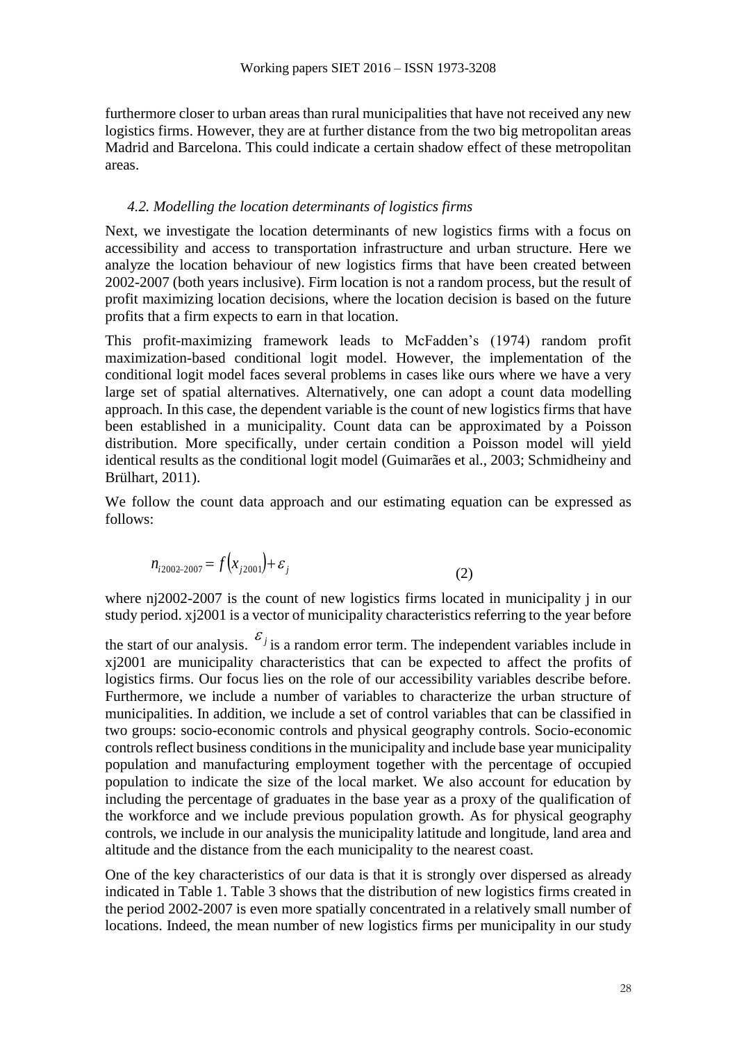furthermore closer to urban areas than rural municipalities that have not received any new logistics firms. However, they are at further distance from the two big metropolitan areas Madrid and Barcelona. This could indicate a certain shadow effect of these metropolitan areas.

### *4.2. Modelling the location determinants of logistics firms*

Next, we investigate the location determinants of new logistics firms with a focus on accessibility and access to transportation infrastructure and urban structure. Here we analyze the location behaviour of new logistics firms that have been created between 2002-2007 (both years inclusive). Firm location is not a random process, but the result of profit maximizing location decisions, where the location decision is based on the future profits that a firm expects to earn in that location.

This profit-maximizing framework leads to McFadden's (1974) random profit maximization-based conditional logit model. However, the implementation of the conditional logit model faces several problems in cases like ours where we have a very large set of spatial alternatives. Alternatively, one can adopt a count data modelling approach. In this case, the dependent variable is the count of new logistics firms that have been established in a municipality. Count data can be approximated by a Poisson distribution. More specifically, under certain condition a Poisson model will yield identical results as the conditional logit model (Guimarães et al., 2003; Schmidheiny and Brülhart, 2011).

We follow the count data approach and our estimating equation can be expressed as follows:

$$n_{i2002\text{-}2007} = f\left(x_{j2001}\right) + \varepsilon_j \tag{2}$$

where nj2002-2007 is the count of new logistics firms located in municipality j in our study period. xj2001 is a vector of municipality characteristics referring to the year before the start of our analysis. $\varepsilon_j$ is a random error term. The independent variables include in xj2001 are municipality characteristics that can be expected to affect the profits of logistics firms. Our focus lies on the role of our accessibility variables describe before. Furthermore, we include a number of variables to characterize the urban structure of municipalities. In addition, we include a set of control variables that can be classified in two groups: socio-economic controls and physical geography controls. Socio-economic controls reflect business conditions in the municipality and include base year municipality population and manufacturing employment together with the percentage of occupied population to indicate the size of the local market. We also account for education by including the percentage of graduates in the base year as a proxy of the qualification of the workforce and we include previous population growth. As for physical geography controls, we include in our analysis the municipality latitude and longitude, land area and altitude and the distance from the each municipality to the nearest coast.

One of the key characteristics of our data is that it is strongly over dispersed as already indicated in Table 1. Table 3 shows that the distribution of new logistics firms created in the period 2002-2007 is even more spatially concentrated in a relatively small number of locations. Indeed, the mean number of new logistics firms per municipality in our study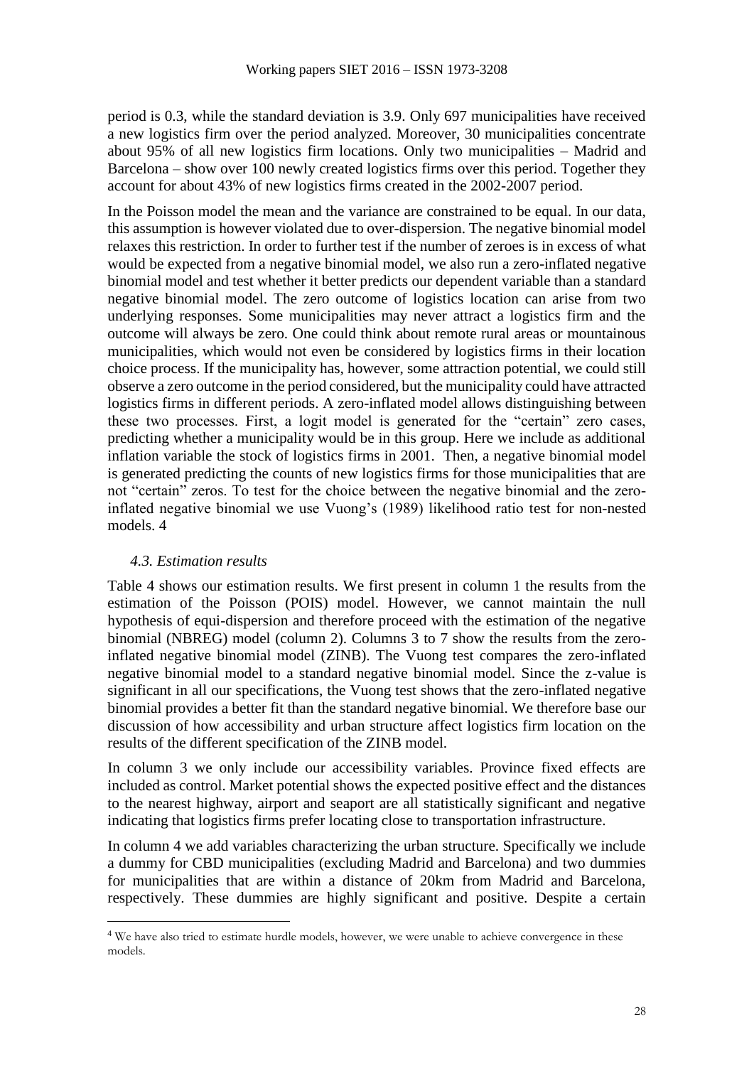period is 0.3, while the standard deviation is 3.9. Only 697 municipalities have received a new logistics firm over the period analyzed. Moreover, 30 municipalities concentrate about 95% of all new logistics firm locations. Only two municipalities – Madrid and Barcelona – show over 100 newly created logistics firms over this period. Together they account for about 43% of new logistics firms created in the 2002-2007 period.

In the Poisson model the mean and the variance are constrained to be equal. In our data, this assumption is however violated due to over-dispersion. The negative binomial model relaxes this restriction. In order to further test if the number of zeroes is in excess of what would be expected from a negative binomial model, we also run a zero-inflated negative binomial model and test whether it better predicts our dependent variable than a standard negative binomial model. The zero outcome of logistics location can arise from two underlying responses. Some municipalities may never attract a logistics firm and the outcome will always be zero. One could think about remote rural areas or mountainous municipalities, which would not even be considered by logistics firms in their location choice process. If the municipality has, however, some attraction potential, we could still observe a zero outcome in the period considered, but the municipality could have attracted logistics firms in different periods. A zero-inflated model allows distinguishing between these two processes. First, a logit model is generated for the "certain" zero cases, predicting whether a municipality would be in this group. Here we include as additional inflation variable the stock of logistics firms in 2001. Then, a negative binomial model is generated predicting the counts of new logistics firms for those municipalities that are not "certain" zeros. To test for the choice between the negative binomial and the zero-inflated negative binomial we use Vuong's (1989) likelihood ratio test for non-nested models. 4

### *4.3. Estimation results*

Table 4 shows our estimation results. We first present in column 1 the results from the estimation of the Poisson (POIS) model. However, we cannot maintain the null hypothesis of equi-dispersion and therefore proceed with the estimation of the negative binomial (NBREG) model (column 2). Columns 3 to 7 show the results from the zero-inflated negative binomial model (ZINB). The Vuong test compares the zero-inflated negative binomial model to a standard negative binomial model. Since the z-value is significant in all our specifications, the Vuong test shows that the zero-inflated negative binomial provides a better fit than the standard negative binomial. We therefore base our discussion of how accessibility and urban structure affect logistics firm location on the results of the different specification of the ZINB model.

In column 3 we only include our accessibility variables. Province fixed effects are included as control. Market potential shows the expected positive effect and the distances to the nearest highway, airport and seaport are all statistically significant and negative indicating that logistics firms prefer locating close to transportation infrastructure.

In column 4 we add variables characterizing the urban structure. Specifically we include a dummy for CBD municipalities (excluding Madrid and Barcelona) and two dummies for municipalities that are within a distance of 20km from Madrid and Barcelona, respectively. These dummies are highly significant and positive. Despite a certain

---

[4] We have also tried to estimate hurdle models, however, we were unable to achieve convergence in these models.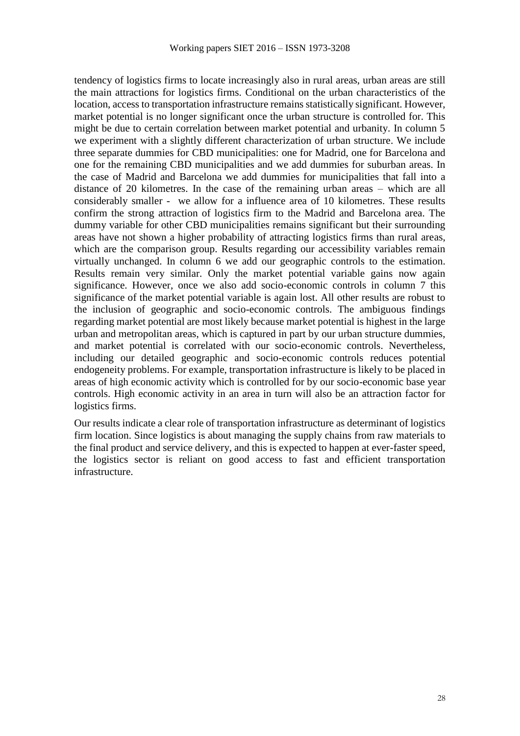tendency of logistics firms to locate increasingly also in rural areas, urban areas are still the main attractions for logistics firms. Conditional on the urban characteristics of the location, access to transportation infrastructure remains statistically significant. However, market potential is no longer significant once the urban structure is controlled for. This might be due to certain correlation between market potential and urbanity. In column 5 we experiment with a slightly different characterization of urban structure. We include three separate dummies for CBD municipalities: one for Madrid, one for Barcelona and one for the remaining CBD municipalities and we add dummies for suburban areas. In the case of Madrid and Barcelona we add dummies for municipalities that fall into a distance of 20 kilometres. In the case of the remaining urban areas – which are all considerably smaller - we allow for a influence area of 10 kilometres. These results confirm the strong attraction of logistics firm to the Madrid and Barcelona area. The dummy variable for other CBD municipalities remains significant but their surrounding areas have not shown a higher probability of attracting logistics firms than rural areas, which are the comparison group. Results regarding our accessibility variables remain virtually unchanged. In column 6 we add our geographic controls to the estimation. Results remain very similar. Only the market potential variable gains now again significance. However, once we also add socio-economic controls in column 7 this significance of the market potential variable is again lost. All other results are robust to the inclusion of geographic and socio-economic controls. The ambiguous findings regarding market potential are most likely because market potential is highest in the large urban and metropolitan areas, which is captured in part by our urban structure dummies, and market potential is correlated with our socio-economic controls. Nevertheless, including our detailed geographic and socio-economic controls reduces potential endogeneity problems. For example, transportation infrastructure is likely to be placed in areas of high economic activity which is controlled for by our socio-economic base year controls. High economic activity in an area in turn will also be an attraction factor for logistics firms.

Our results indicate a clear role of transportation infrastructure as determinant of logistics firm location. Since logistics is about managing the supply chains from raw materials to the final product and service delivery, and this is expected to happen at ever-faster speed, the logistics sector is reliant on good access to fast and efficient transportation infrastructure.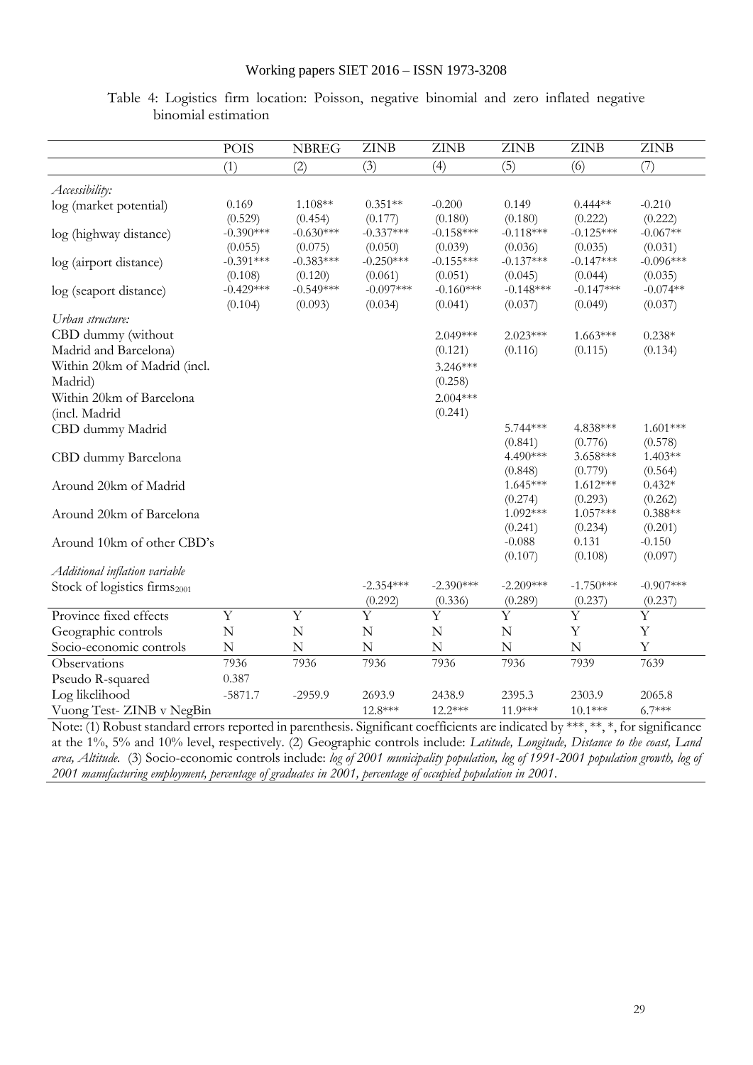Table 4: Logistics firm location: Poisson, negative binomial and zero inflated negative binomial estimation

| | POIS | NBREG | ZINB | ZINB | ZINB | ZINB | ZINB |
|---|---|---|---|---|---|---|---|
| | (1) | (2) | (3) | (4) | (5) | (6) | (7) |
| *Accessibility:* | | | | | | | |
| log (market potential) | 0.169 | 1.108** | 0.351** | -0.200 | 0.149 | 0.444** | -0.210 |
| | (0.529) | (0.454) | (0.177) | (0.180) | (0.180) | (0.222) | (0.222) |
| log (highway distance) | -0.390*** | -0.630*** | -0.337*** | -0.158*** | -0.118*** | -0.125*** | -0.067** |
| | (0.055) | (0.075) | (0.050) | (0.039) | (0.036) | (0.035) | (0.031) |
| log (airport distance) | -0.391*** | -0.383*** | -0.250*** | -0.155*** | -0.137*** | -0.147*** | -0.096*** |
| | (0.108) | (0.120) | (0.061) | (0.051) | (0.045) | (0.044) | (0.035) |
| log (seaport distance) | -0.429*** | -0.549*** | -0.097*** | -0.160*** | -0.148*** | -0.147*** | -0.074** |
| | (0.104) | (0.093) | (0.034) | (0.041) | (0.037) | (0.049) | (0.037) |
| *Urban structure:* | | | | | | | |
| CBD dummy (without Madrid and Barcelona) | | | | 2.049*** | 2.023*** | 1.663*** | 0.238* |
| | | | | (0.121) | (0.116) | (0.115) | (0.134) |
| Within 20km of Madrid (incl. Madrid) | | | | 3.246*** | | | |
| | | | | (0.258) | | | |
| Within 20km of Barcelona (incl. Madrid | | | | 2.004*** | | | |
| | | | | (0.241) | | | |
| CBD dummy Madrid | | | | | 5.744*** | 4.838*** | 1.601*** |
| | | | | | (0.841) | (0.776) | (0.578) |
| CBD dummy Barcelona | | | | | 4.490*** | 3.658*** | 1.403** |
| | | | | | (0.848) | (0.779) | (0.564) |
| Around 20km of Madrid | | | | | 1.645*** | 1.612*** | 0.432* |
| | | | | | (0.274) | (0.293) | (0.262) |
| Around 20km of Barcelona | | | | | 1.092*** | 1.057*** | 0.388** |
| | | | | | (0.241) | (0.234) | (0.201) |
| Around 10km of other CBD's | | | | | -0.088 | 0.131 | -0.150 |
| | | | | | (0.107) | (0.108) | (0.097) |
| *Additional inflation variable* | | | | | | | |
| Stock of logistics firms$_{2001}$ | | | -2.354*** | -2.390*** | -2.209*** | -1.750*** | -0.907*** |
| | | | (0.292) | (0.336) | (0.289) | (0.237) | (0.237) |
| Province fixed effects | Y | Y | Y | Y | Y | Y | Y |
| Geographic controls | N | N | N | N | N | Y | Y |
| Socio-economic controls | N | N | N | N | N | N | Y |
| Observations | 7936 | 7936 | 7936 | 7936 | 7936 | 7939 | 7639 |
| Pseudo R-squared | 0.387 | | | | | | |
| Log likelihood | -5871.7 | -2959.9 | 2693.9 | 2438.9 | 2395.3 | 2303.9 | 2065.8 |
| Vuong Test- ZINB v NegBin | | | 12.8*** | 12.2*** | 11.9*** | 10.1*** | 6.7*** |

Note: (1) Robust standard errors reported in parenthesis. Significant coefficients are indicated by ***, **, *, for significance at the 1%, 5% and 10% level, respectively. (2) Geographic controls include: *Latitude, Longitude, Distance to the coast, Land area, Altitude.* (3) Socio-economic controls include: *log of 2001 municipality population, log of 1991-2001 population growth, log of 2001 manufacturing employment, percentage of graduates in 2001, percentage of occupied population in 2001.*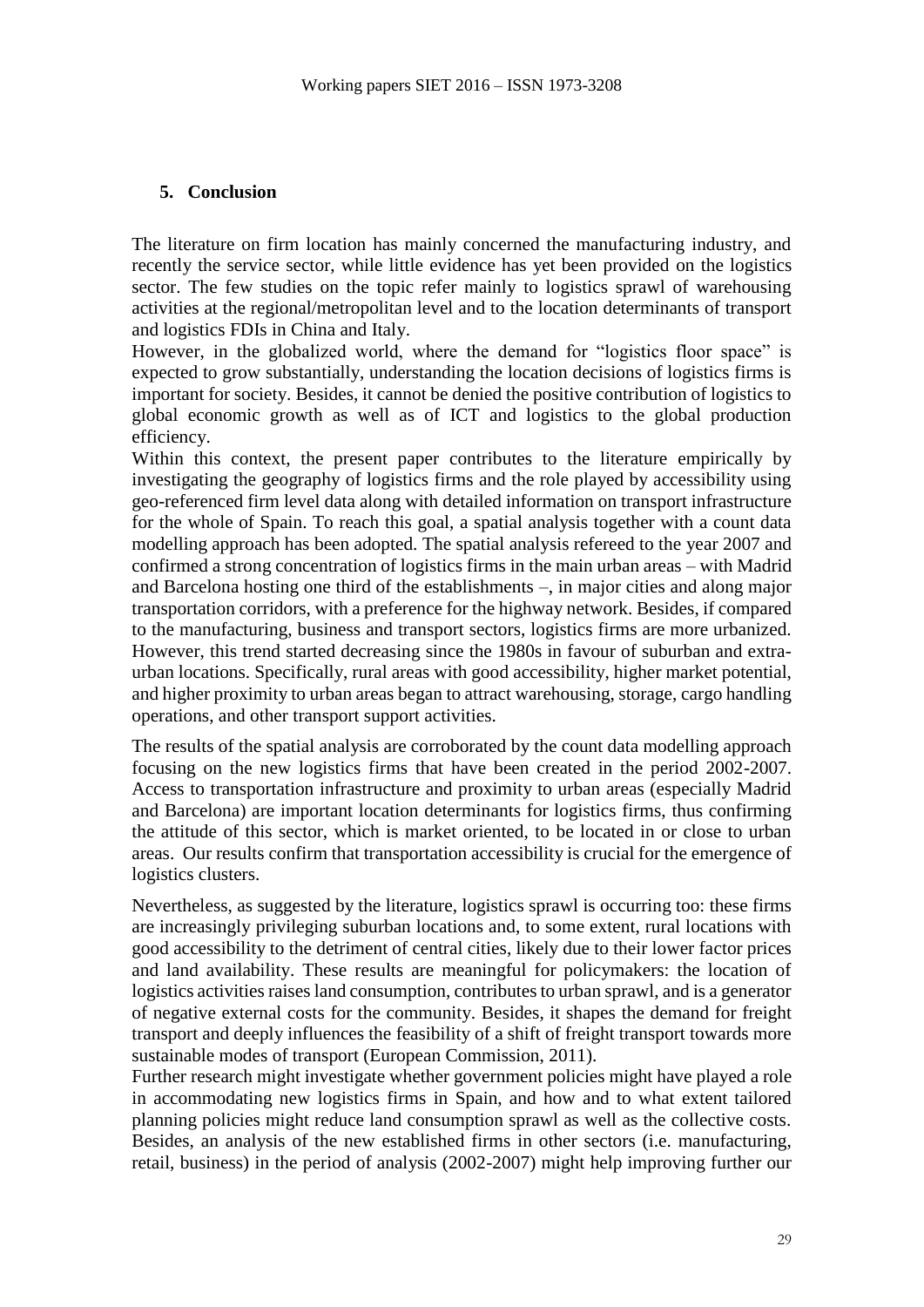## 5. Conclusion

The literature on firm location has mainly concerned the manufacturing industry, and recently the service sector, while little evidence has yet been provided on the logistics sector. The few studies on the topic refer mainly to logistics sprawl of warehousing activities at the regional/metropolitan level and to the location determinants of transport and logistics FDIs in China and Italy.

However, in the globalized world, where the demand for "logistics floor space" is expected to grow substantially, understanding the location decisions of logistics firms is important for society. Besides, it cannot be denied the positive contribution of logistics to global economic growth as well as of ICT and logistics to the global production efficiency.

Within this context, the present paper contributes to the literature empirically by investigating the geography of logistics firms and the role played by accessibility using geo-referenced firm level data along with detailed information on transport infrastructure for the whole of Spain. To reach this goal, a spatial analysis together with a count data modelling approach has been adopted. The spatial analysis refereed to the year 2007 and confirmed a strong concentration of logistics firms in the main urban areas – with Madrid and Barcelona hosting one third of the establishments –, in major cities and along major transportation corridors, with a preference for the highway network. Besides, if compared to the manufacturing, business and transport sectors, logistics firms are more urbanized. However, this trend started decreasing since the 1980s in favour of suburban and extra-urban locations. Specifically, rural areas with good accessibility, higher market potential, and higher proximity to urban areas began to attract warehousing, storage, cargo handling operations, and other transport support activities.

The results of the spatial analysis are corroborated by the count data modelling approach focusing on the new logistics firms that have been created in the period 2002-2007. Access to transportation infrastructure and proximity to urban areas (especially Madrid and Barcelona) are important location determinants for logistics firms, thus confirming the attitude of this sector, which is market oriented, to be located in or close to urban areas. Our results confirm that transportation accessibility is crucial for the emergence of logistics clusters.

Nevertheless, as suggested by the literature, logistics sprawl is occurring too: these firms are increasingly privileging suburban locations and, to some extent, rural locations with good accessibility to the detriment of central cities, likely due to their lower factor prices and land availability. These results are meaningful for policymakers: the location of logistics activities raises land consumption, contributes to urban sprawl, and is a generator of negative external costs for the community. Besides, it shapes the demand for freight transport and deeply influences the feasibility of a shift of freight transport towards more sustainable modes of transport (European Commission, 2011).

Further research might investigate whether government policies might have played a role in accommodating new logistics firms in Spain, and how and to what extent tailored planning policies might reduce land consumption sprawl as well as the collective costs. Besides, an analysis of the new established firms in other sectors (i.e. manufacturing, retail, business) in the period of analysis (2002-2007) might help improving further our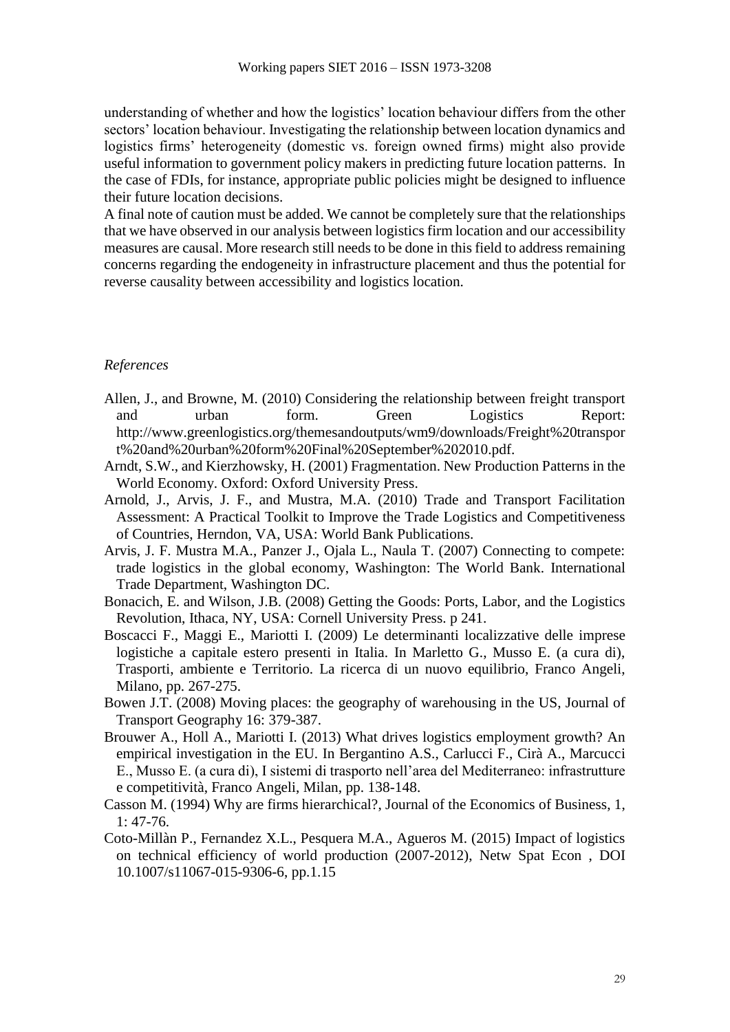understanding of whether and how the logistics' location behaviour differs from the other sectors' location behaviour. Investigating the relationship between location dynamics and logistics firms' heterogeneity (domestic vs. foreign owned firms) might also provide useful information to government policy makers in predicting future location patterns. In the case of FDIs, for instance, appropriate public policies might be designed to influence their future location decisions.

A final note of caution must be added. We cannot be completely sure that the relationships that we have observed in our analysis between logistics firm location and our accessibility measures are causal. More research still needs to be done in this field to address remaining concerns regarding the endogeneity in infrastructure placement and thus the potential for reverse causality between accessibility and logistics location.

*References*

- Allen, J., and Browne, M. (2010) Considering the relationship between freight transport and urban form. Green Logistics Report: http://www.greenlogistics.org/themesandoutputs/wm9/downloads/Freight%20transport%20and%20urban%20form%20Final%20September%202010.pdf.
- Arndt, S.W., and Kierzhowsky, H. (2001) Fragmentation. New Production Patterns in the World Economy. Oxford: Oxford University Press.
- Arnold, J., Arvis, J. F., and Mustra, M.A. (2010) Trade and Transport Facilitation Assessment: A Practical Toolkit to Improve the Trade Logistics and Competitiveness of Countries, Herndon, VA, USA: World Bank Publications.
- Arvis, J. F. Mustra M.A., Panzer J., Ojala L., Naula T. (2007) Connecting to compete: trade logistics in the global economy, Washington: The World Bank. International Trade Department, Washington DC.
- Bonacich, E. and Wilson, J.B. (2008) Getting the Goods: Ports, Labor, and the Logistics Revolution, Ithaca, NY, USA: Cornell University Press. p 241.
- Boscacci F., Maggi E., Mariotti I. (2009) Le determinanti localizzative delle imprese logistiche a capitale estero presenti in Italia. In Marletto G., Musso E. (a cura di), Trasporti, ambiente e Territorio. La ricerca di un nuovo equilibrio, Franco Angeli, Milano, pp. 267-275.
- Bowen J.T. (2008) Moving places: the geography of warehousing in the US, Journal of Transport Geography 16: 379-387.
- Brouwer A., Holl A., Mariotti I. (2013) What drives logistics employment growth? An empirical investigation in the EU. In Bergantino A.S., Carlucci F., Cirà A., Marcucci E., Musso E. (a cura di), I sistemi di trasporto nell'area del Mediterraneo: infrastrutture e competitività, Franco Angeli, Milan, pp. 138-148.
- Casson M. (1994) Why are firms hierarchical?, Journal of the Economics of Business, 1, 1: 47-76.
- Coto-Millàn P., Fernandez X.L., Pesquera M.A., Agueros M. (2015) Impact of logistics on technical efficiency of world production (2007-2012), Netw Spat Econ , DOI 10.1007/s11067-015-9306-6, pp.1.15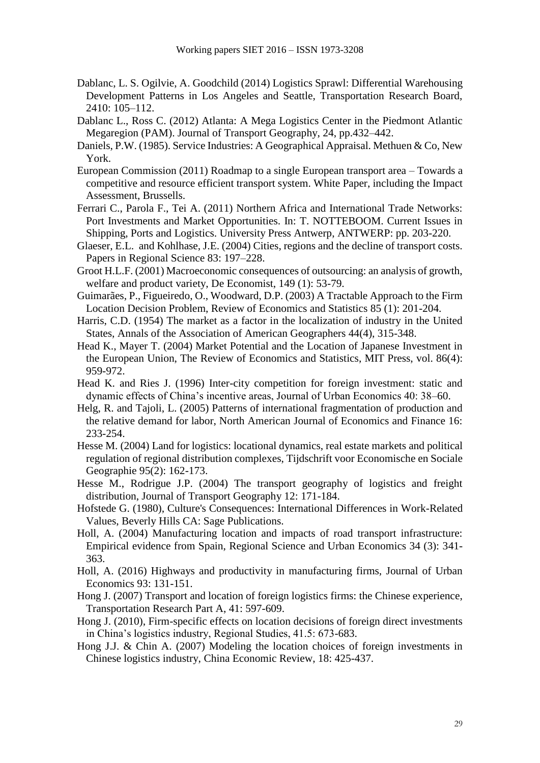Dablanc, L. S. Ogilvie, A. Goodchild (2014) Logistics Sprawl: Differential Warehousing Development Patterns in Los Angeles and Seattle, Transportation Research Board, 2410: 105–112.

Dablanc L., Ross C. (2012) Atlanta: A Mega Logistics Center in the Piedmont Atlantic Megaregion (PAM). Journal of Transport Geography, 24, pp.432–442.

Daniels, P.W. (1985). Service Industries: A Geographical Appraisal. Methuen & Co, New York.

European Commission (2011) Roadmap to a single European transport area – Towards a competitive and resource efficient transport system. White Paper, including the Impact Assessment, Brussells.

Ferrari C., Parola F., Tei A. (2011) Northern Africa and International Trade Networks: Port Investments and Market Opportunities. In: T. NOTTEBOOM. Current Issues in Shipping, Ports and Logistics. University Press Antwerp, ANTWERP: pp. 203-220.

Glaeser, E.L. and Kohlhase, J.E. (2004) Cities, regions and the decline of transport costs. Papers in Regional Science 83: 197–228.

Groot H.L.F. (2001) Macroeconomic consequences of outsourcing: an analysis of growth, welfare and product variety, De Economist, 149 (1): 53-79.

Guimarães, P., Figueiredo, O., Woodward, D.P. (2003) A Tractable Approach to the Firm Location Decision Problem, Review of Economics and Statistics 85 (1): 201-204.

Harris, C.D. (1954) The market as a factor in the localization of industry in the United States, Annals of the Association of American Geographers 44(4), 315-348.

Head K., Mayer T. (2004) Market Potential and the Location of Japanese Investment in the European Union, The Review of Economics and Statistics, MIT Press, vol. 86(4): 959-972.

Head K. and Ries J. (1996) Inter-city competition for foreign investment: static and dynamic effects of China's incentive areas, Journal of Urban Economics 40: 38–60.

Helg, R. and Tajoli, L. (2005) Patterns of international fragmentation of production and the relative demand for labor, North American Journal of Economics and Finance 16: 233-254.

Hesse M. (2004) Land for logistics: locational dynamics, real estate markets and political regulation of regional distribution complexes, Tijdschrift voor Economische en Sociale Geographie 95(2): 162-173.

Hesse M., Rodrigue J.P. (2004) The transport geography of logistics and freight distribution, Journal of Transport Geography 12: 171-184.

Hofstede G. (1980), Culture's Consequences: International Differences in Work-Related Values, Beverly Hills CA: Sage Publications.

Holl, A. (2004) Manufacturing location and impacts of road transport infrastructure: Empirical evidence from Spain, Regional Science and Urban Economics 34 (3): 341-363.

Holl, A. (2016) Highways and productivity in manufacturing firms, Journal of Urban Economics 93: 131-151.

Hong J. (2007) Transport and location of foreign logistics firms: the Chinese experience, Transportation Research Part A, 41: 597-609.

Hong J. (2010), Firm-specific effects on location decisions of foreign direct investments in China's logistics industry, Regional Studies, 41.5: 673-683.

Hong J.J. & Chin A. (2007) Modeling the location choices of foreign investments in Chinese logistics industry, China Economic Review, 18: 425-437.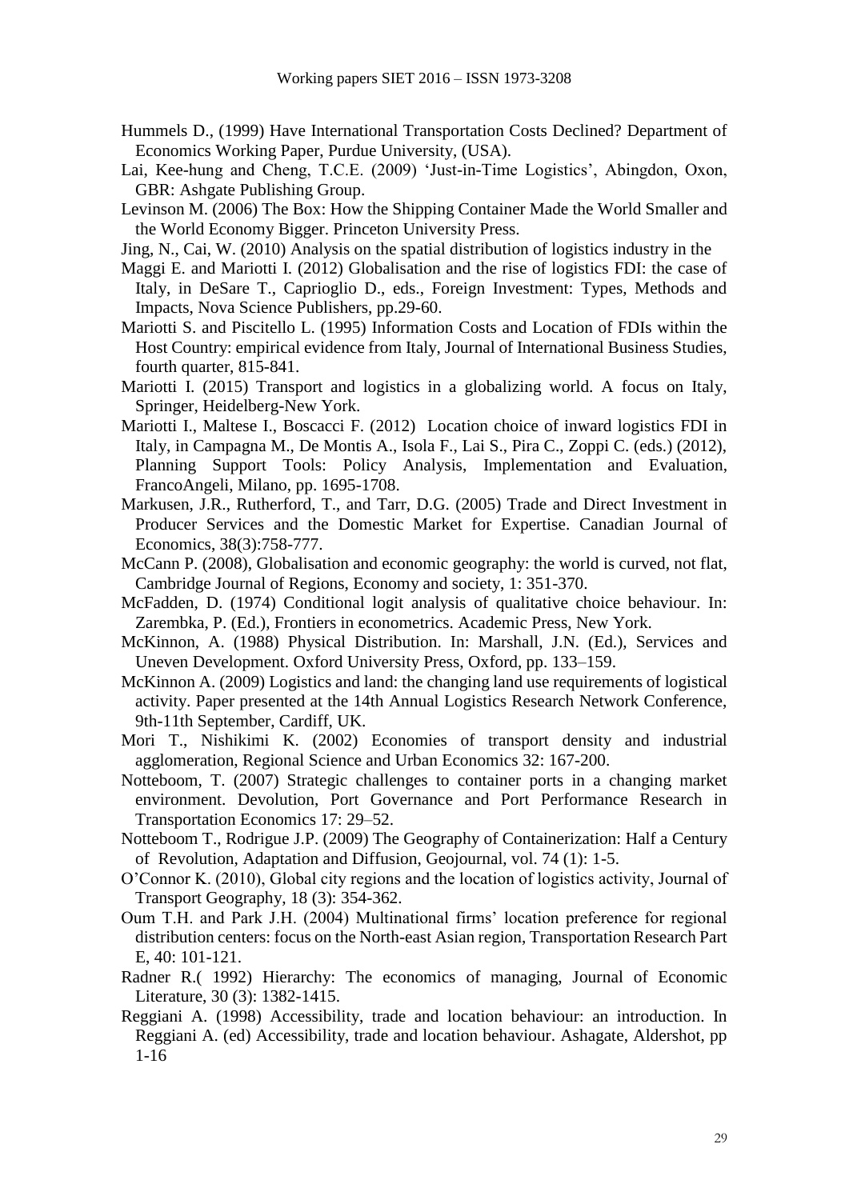Hummels D., (1999) Have International Transportation Costs Declined? Department of Economics Working Paper, Purdue University, (USA).

Lai, Kee-hung and Cheng, T.C.E. (2009) 'Just-in-Time Logistics', Abingdon, Oxon, GBR: Ashgate Publishing Group.

Levinson M. (2006) The Box: How the Shipping Container Made the World Smaller and the World Economy Bigger. Princeton University Press.

Jing, N., Cai, W. (2010) Analysis on the spatial distribution of logistics industry in the

Maggi E. and Mariotti I. (2012) Globalisation and the rise of logistics FDI: the case of Italy, in DeSare T., Caprioglio D., eds., Foreign Investment: Types, Methods and Impacts, Nova Science Publishers, pp.29-60.

Mariotti S. and Piscitello L. (1995) Information Costs and Location of FDIs within the Host Country: empirical evidence from Italy, Journal of International Business Studies, fourth quarter, 815-841.

Mariotti I. (2015) Transport and logistics in a globalizing world. A focus on Italy, Springer, Heidelberg-New York.

Mariotti I., Maltese I., Boscacci F. (2012) Location choice of inward logistics FDI in Italy, in Campagna M., De Montis A., Isola F., Lai S., Pira C., Zoppi C. (eds.) (2012), Planning Support Tools: Policy Analysis, Implementation and Evaluation, FrancoAngeli, Milano, pp. 1695-1708.

Markusen, J.R., Rutherford, T., and Tarr, D.G. (2005) Trade and Direct Investment in Producer Services and the Domestic Market for Expertise. Canadian Journal of Economics, 38(3):758-777.

McCann P. (2008), Globalisation and economic geography: the world is curved, not flat, Cambridge Journal of Regions, Economy and society, 1: 351-370.

McFadden, D. (1974) Conditional logit analysis of qualitative choice behaviour. In: Zarembka, P. (Ed.), Frontiers in econometrics. Academic Press, New York.

McKinnon, A. (1988) Physical Distribution. In: Marshall, J.N. (Ed.), Services and Uneven Development. Oxford University Press, Oxford, pp. 133–159.

McKinnon A. (2009) Logistics and land: the changing land use requirements of logistical activity. Paper presented at the 14th Annual Logistics Research Network Conference, 9th-11th September, Cardiff, UK.

Mori T., Nishikimi K. (2002) Economies of transport density and industrial agglomeration, Regional Science and Urban Economics 32: 167-200.

Notteboom, T. (2007) Strategic challenges to container ports in a changing market environment. Devolution, Port Governance and Port Performance Research in Transportation Economics 17: 29–52.

Notteboom T., Rodrigue J.P. (2009) The Geography of Containerization: Half a Century of Revolution, Adaptation and Diffusion, Geojournal, vol. 74 (1): 1-5.

O'Connor K. (2010), Global city regions and the location of logistics activity, Journal of Transport Geography, 18 (3): 354-362.

Oum T.H. and Park J.H. (2004) Multinational firms' location preference for regional distribution centers: focus on the North-east Asian region, Transportation Research Part E, 40: 101-121.

Radner R.( 1992) Hierarchy: The economics of managing, Journal of Economic Literature, 30 (3): 1382-1415.

Reggiani A. (1998) Accessibility, trade and location behaviour: an introduction. In Reggiani A. (ed) Accessibility, trade and location behaviour. Ashagate, Aldershot, pp 1-16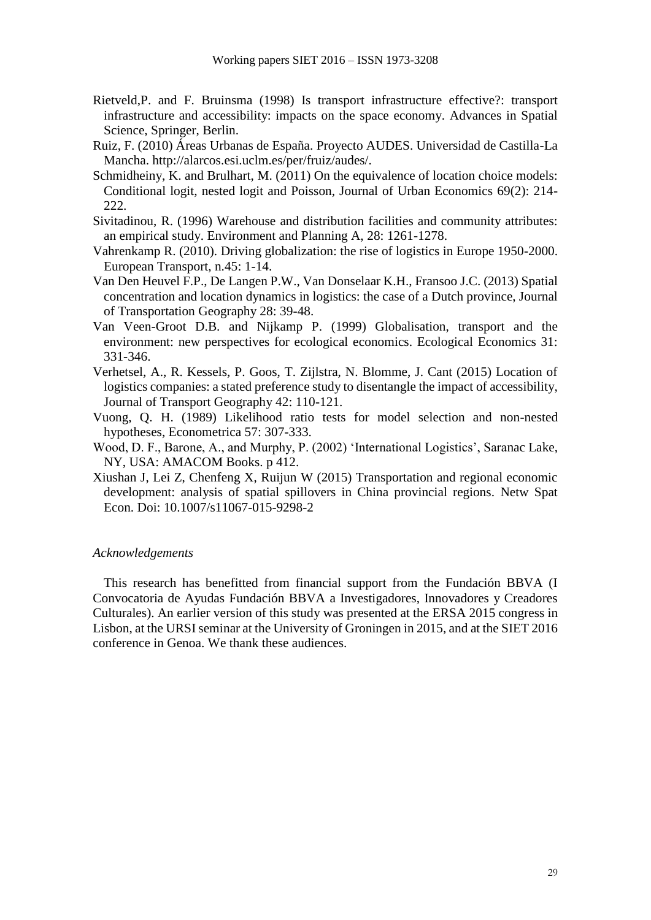Rietveld,P. and F. Bruinsma (1998) Is transport infrastructure effective?: transport infrastructure and accessibility: impacts on the space economy. Advances in Spatial Science, Springer, Berlin.

Ruiz, F. (2010) Áreas Urbanas de España. Proyecto AUDES. Universidad de Castilla-La Mancha. http://alarcos.esi.uclm.es/per/fruiz/audes/.

Schmidheiny, K. and Brulhart, M. (2011) On the equivalence of location choice models: Conditional logit, nested logit and Poisson, Journal of Urban Economics 69(2): 214-222.

Sivitadinou, R. (1996) Warehouse and distribution facilities and community attributes: an empirical study. Environment and Planning A, 28: 1261-1278.

Vahrenkamp R. (2010). Driving globalization: the rise of logistics in Europe 1950-2000. European Transport, n.45: 1-14.

Van Den Heuvel F.P., De Langen P.W., Van Donselaar K.H., Fransoo J.C. (2013) Spatial concentration and location dynamics in logistics: the case of a Dutch province, Journal of Transportation Geography 28: 39-48.

Van Veen-Groot D.B. and Nijkamp P. (1999) Globalisation, transport and the environment: new perspectives for ecological economics. Ecological Economics 31: 331-346.

Verhetsel, A., R. Kessels, P. Goos, T. Zijlstra, N. Blomme, J. Cant (2015) Location of logistics companies: a stated preference study to disentangle the impact of accessibility, Journal of Transport Geography 42: 110-121.

Vuong, Q. H. (1989) Likelihood ratio tests for model selection and non-nested hypotheses, Econometrica 57: 307-333.

Wood, D. F., Barone, A., and Murphy, P. (2002) 'International Logistics', Saranac Lake, NY, USA: AMACOM Books. p 412.

Xiushan J, Lei Z, Chenfeng X, Ruijun W (2015) Transportation and regional economic development: analysis of spatial spillovers in China provincial regions. Netw Spat Econ. Doi: 10.1007/s11067-015-9298-2

*Acknowledgements*

This research has benefitted from financial support from the Fundación BBVA (I Convocatoria de Ayudas Fundación BBVA a Investigadores, Innovadores y Creadores Culturales). An earlier version of this study was presented at the ERSA 2015 congress in Lisbon, at the URSI seminar at the University of Groningen in 2015, and at the SIET 2016 conference in Genoa. We thank these audiences.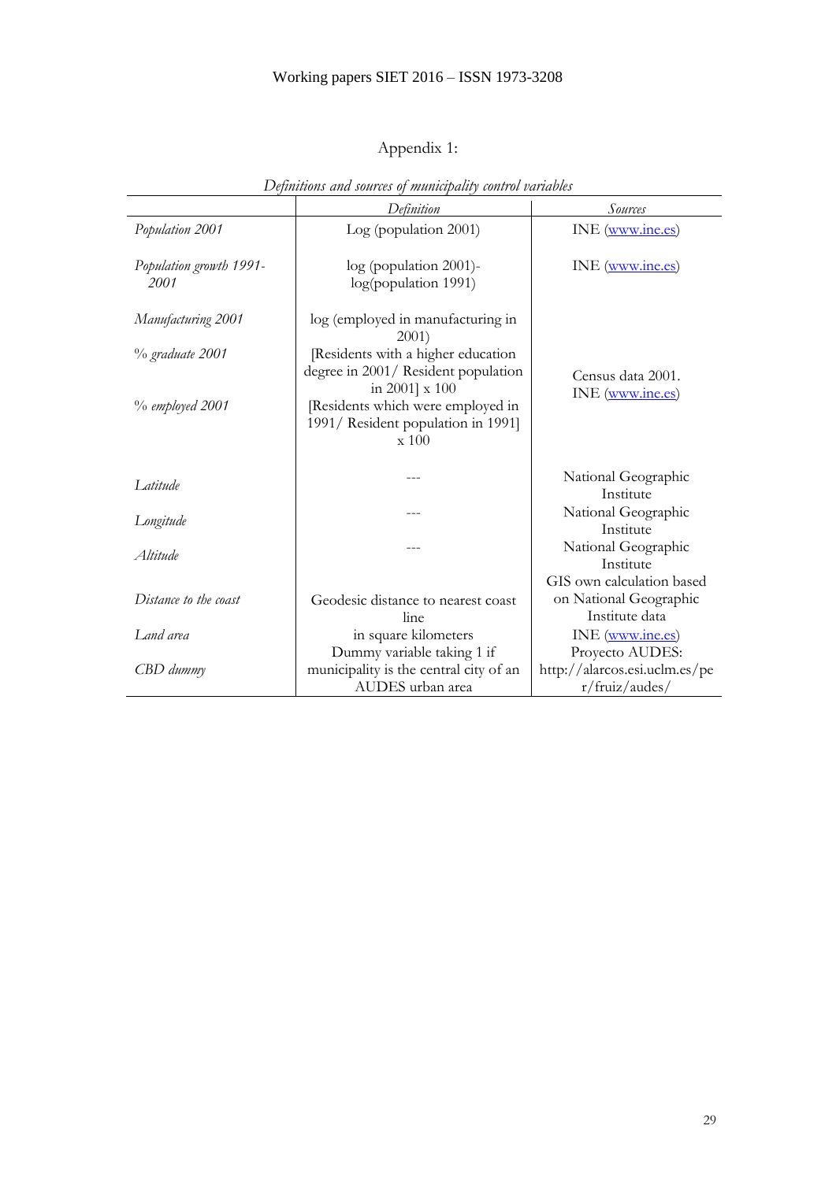Appendix 1:

*Definitions and sources of municipality control variables*

| | *Definition* | *Sources* |
|---|---|---|
| *Population 2001* | Log (population 2001) | INE (www.ine.es) |
| *Population growth 1991-2001* | log (population 2001)-log(population 1991) | INE (www.ine.es) |
| *Manufacturing 2001* | log (employed in manufacturing in 2001) | Census data 2001. INE (www.ine.es) |
| *% graduate 2001* | [Residents with a higher education degree in 2001/ Resident population in 2001] x 100 | Census data 2001. INE (www.ine.es) |
| *% employed 2001* | [Residents which were employed in 1991/ Resident population in 1991] x 100 | Census data 2001. INE (www.ine.es) |
| *Latitude* | --- | National Geographic Institute |
| *Longitude* | --- | National Geographic Institute |
| *Altitude* | --- | National Geographic Institute |
| *Distance to the coast* | Geodesic distance to nearest coast line | GIS own calculation based on National Geographic Institute data |
| *Land area* | in square kilometers | INE (www.ine.es) |
| *CBD dummy* | Dummy variable taking 1 if municipality is the central city of an AUDES urban area | Proyecto AUDES: http://alarcos.esi.uclm.es/per/fruiz/audes/ |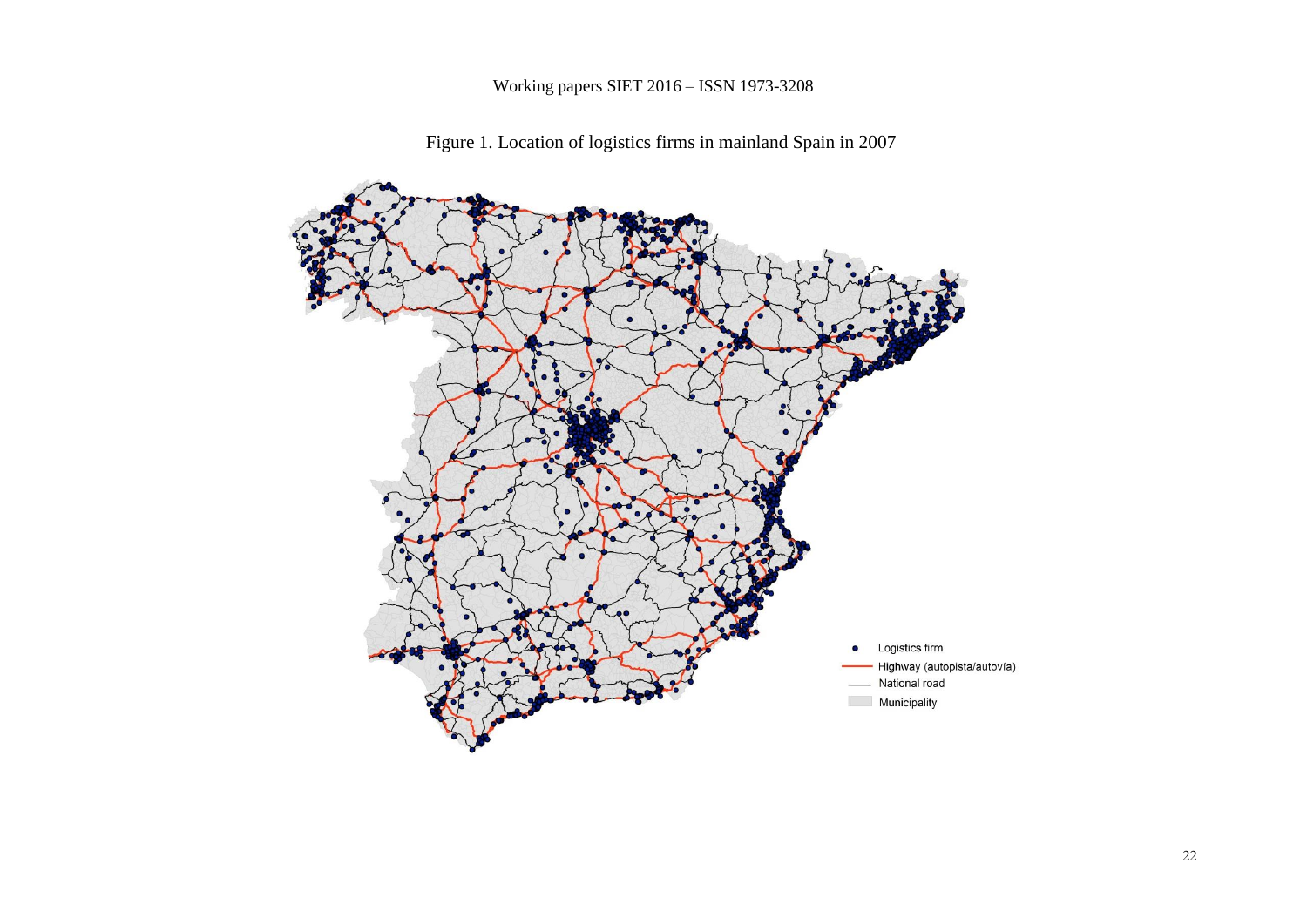Figure 1. Location of logistics firms in mainland Spain in 2007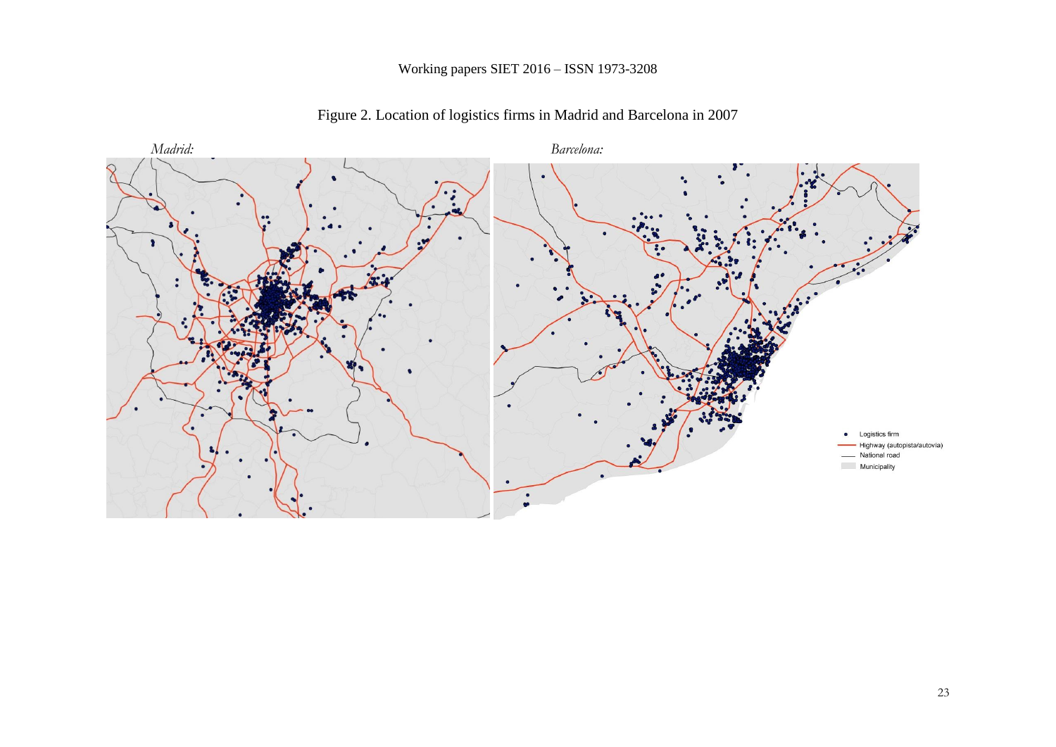Figure 2. Location of logistics firms in Madrid and Barcelona in 2007

*Madrid:*

*Barcelona:*

Logistics firm

Highway (autopista/autovia)

National road

Municipality